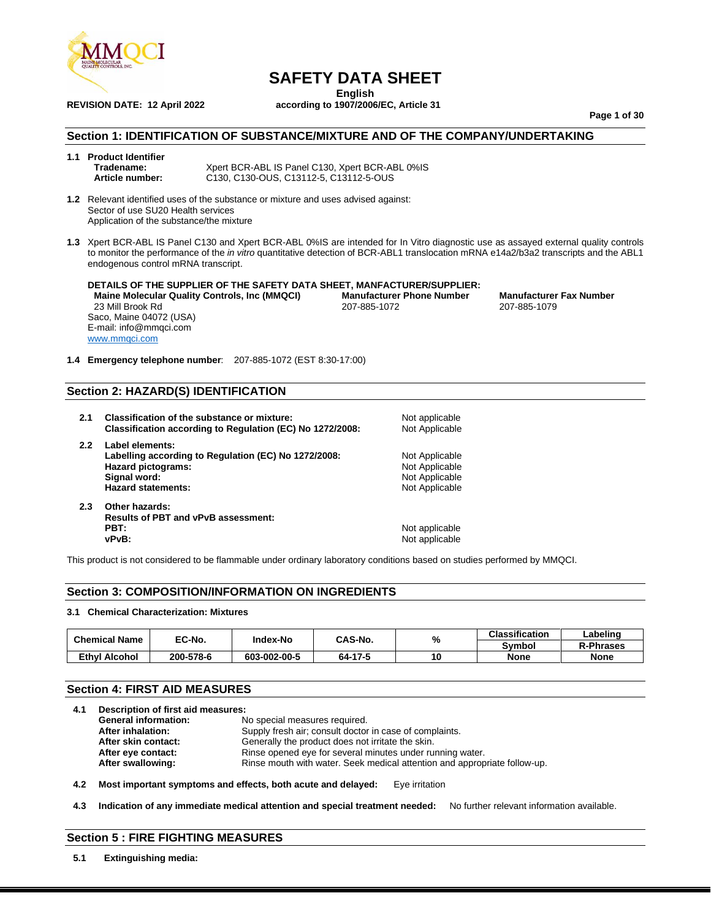# SAFETY DATA SHEET

**English**

**REVISION DATE: 12 April 2022** **according to 1907/2006/EC, Article 31**

## Section 1: IDENTIFICATION OF SUBSTANCE/MIXTURE AND OF THE COMPANY/UNDERTAKING

**1.1 Product Identifier**

**Tradename:** Xpert BCR-ABL IS Panel C130, Xpert BCR-ABL 0%IS

**Article number:** C130, C130-OUS, C13112-5, C13112-5-OUS

**1.2** Relevant identified uses of the substance or mixture and uses advised against:
Sector of use SU20 Health services
Application of the substance/the mixture

**1.3** Xpert BCR-ABL IS Panel C130 and Xpert BCR-ABL 0%IS are intended for In Vitro diagnostic use as assayed external quality controls to monitor the performance of the *in vitro* quantitative detection of BCR-ABL1 translocation mRNA e14a2/b3a2 transcripts and the ABL1 endogenous control mRNA transcript.

**DETAILS OF THE SUPPLIER OF THE SAFETY DATA SHEET, MANFACTURER/SUPPLIER:**

**Maine Molecular Quality Controls, Inc (MMQCI)**
23 Mill Brook Rd
Saco, Maine 04072 (USA)
E-mail: info@mmqci.com
www.mmqci.com

**Manufacturer Phone Number**
207-885-1072

**Manufacturer Fax Number**
207-885-1079

**1.4 Emergency telephone number**: 207-885-1072 (EST 8:30-17:00)

## Section 2: HAZARD(S) IDENTIFICATION

**2.1 Classification of the substance or mixture:** Not applicable
**Classification according to Regulation (EC) No 1272/2008:** Not Applicable

**2.2 Label elements:**
**Labelling according to Regulation (EC) No 1272/2008:** Not Applicable
**Hazard pictograms:** Not Applicable
**Signal word:** Not Applicable
**Hazard statements:** Not Applicable

**2.3 Other hazards:**
**Results of PBT and vPvB assessment:**
**PBT:** Not applicable
**vPvB:** Not applicable

This product is not considered to be flammable under ordinary laboratory conditions based on studies performed by MMQCI.

## Section 3: COMPOSITION/INFORMATION ON INGREDIENTS

**3.1 Chemical Characterization: Mixtures**

| Chemical Name | EC-No. | Index-No | CAS-No. | % | Classification Symbol | Labeling R-Phrases |
|---|---|---|---|---|---|---|
| Ethyl Alcohol | 200-578-6 | 603-002-00-5 | 64-17-5 | 10 | None | None |

## Section 4: FIRST AID MEASURES

**4.1 Description of first aid measures:**
**General information:** No special measures required.
**After inhalation:** Supply fresh air; consult doctor in case of complaints.
**After skin contact:** Generally the product does not irritate the skin.
**After eye contact:** Rinse opened eye for several minutes under running water.
**After swallowing:** Rinse mouth with water. Seek medical attention and appropriate follow-up.

**4.2 Most important symptoms and effects, both acute and delayed:** Eye irritation

**4.3 Indication of any immediate medical attention and special treatment needed:** No further relevant information available.

## Section 5 : FIRE FIGHTING MEASURES

**5.1 Extinguishing media:**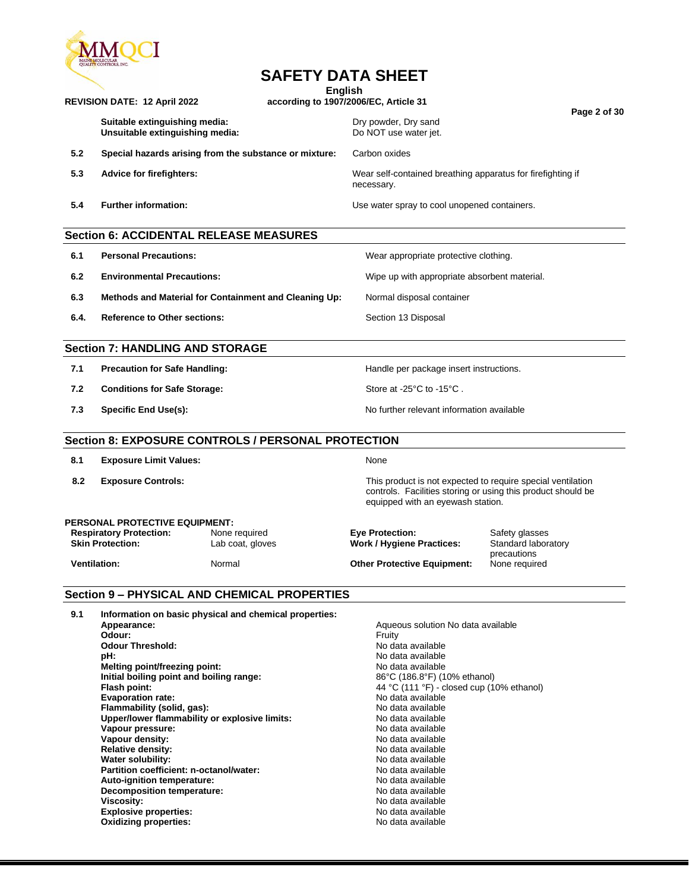| | | |
|---|---|---|
| | **Suitable extinguishing media:** | Dry powder, Dry sand |
| | **Unsuitable extinguishing media:** | Do NOT use water jet. |
| **5.2** | **Special hazards arising from the substance or mixture:** | Carbon oxides |
| **5.3** | **Advice for firefighters:** | Wear self-contained breathing apparatus for firefighting if necessary. |
| **5.4** | **Further information:** | Use water spray to cool unopened containers. |

## Section 6: ACCIDENTAL RELEASE MEASURES

| | | |
|---|---|---|
| **6.1** | **Personal Precautions:** | Wear appropriate protective clothing. |
| **6.2** | **Environmental Precautions:** | Wipe up with appropriate absorbent material. |
| **6.3** | **Methods and Material for Containment and Cleaning Up:** | Normal disposal container |
| **6.4.** | **Reference to Other sections:** | Section 13 Disposal |

## Section 7: HANDLING AND STORAGE

| | | |
|---|---|---|
| **7.1** | **Precaution for Safe Handling:** | Handle per package insert instructions. |
| **7.2** | **Conditions for Safe Storage:** | Store at -25°C to -15°C . |
| **7.3** | **Specific End Use(s):** | No further relevant information available |

## Section 8: EXPOSURE CONTROLS / PERSONAL PROTECTION

| | | |
|---|---|---|
| **8.1** | **Exposure Limit Values:** | None |
| **8.2** | **Exposure Controls:** | This product is not expected to require special ventilation controls. Facilities storing or using this product should be equipped with an eyewash station. |

**PERSONAL PROTECTIVE EQUIPMENT:**

| | | | |
|---|---|---|---|
| **Respiratory Protection:** | None required | **Eye Protection:** | Safety glasses |
| **Skin Protection:** | Lab coat, gloves | **Work / Hygiene Practices:** | Standard laboratory precautions |
| **Ventilation:** | Normal | **Other Protective Equipment:** | None required |

## Section 9 – PHYSICAL AND CHEMICAL PROPERTIES

**9.1 Information on basic physical and chemical properties:**

| | |
|---|---|
| **Appearance:** | Aqueous solution No data available |
| **Odour:** | Fruity |
| **Odour Threshold:** | No data available |
| **pH:** | No data available |
| **Melting point/freezing point:** | No data available |
| **Initial boiling point and boiling range:** | 86°C (186.8°F) (10% ethanol) |
| **Flash point:** | 44 °C (111 °F) - closed cup (10% ethanol) |
| **Evaporation rate:** | No data available |
| **Flammability (solid, gas):** | No data available |
| **Upper/lower flammability or explosive limits:** | No data available |
| **Vapour pressure:** | No data available |
| **Vapour density:** | No data available |
| **Relative density:** | No data available |
| **Water solubility:** | No data available |
| **Partition coefficient: n-octanol/water:** | No data available |
| **Auto-ignition temperature:** | No data available |
| **Decomposition temperature:** | No data available |
| **Viscosity:** | No data available |
| **Explosive properties:** | No data available |
| **Oxidizing properties:** | No data available |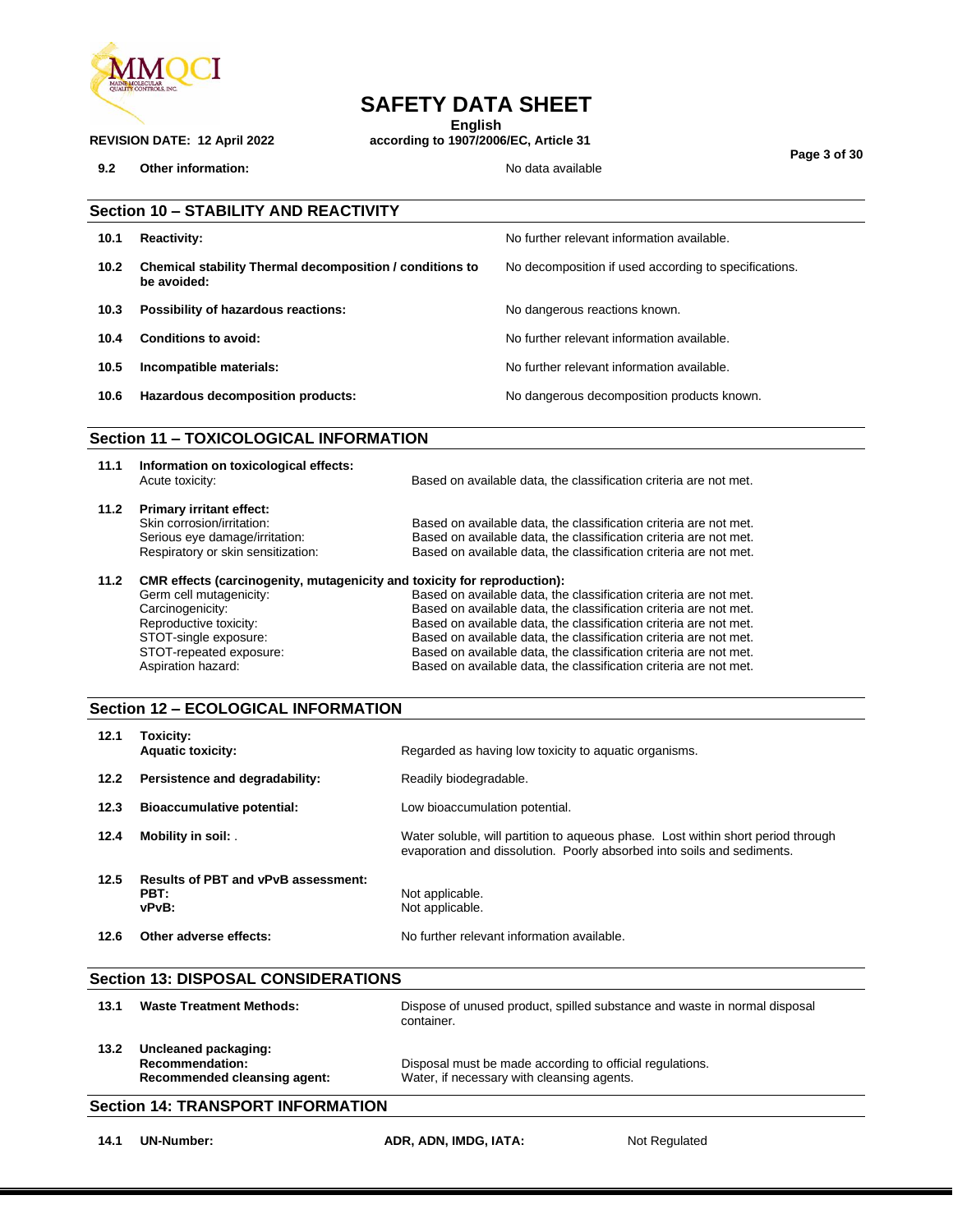| | | |
|---|---|---|
| 9.2 | **Other information:** | No data available |

## Section 10 – STABILITY AND REACTIVITY

| | | |
|---|---|---|
| 10.1 | **Reactivity:** | No further relevant information available. |
| 10.2 | **Chemical stability Thermal decomposition / conditions to be avoided:** | No decomposition if used according to specifications. |
| 10.3 | **Possibility of hazardous reactions:** | No dangerous reactions known. |
| 10.4 | **Conditions to avoid:** | No further relevant information available. |
| 10.5 | **Incompatible materials:** | No further relevant information available. |
| 10.6 | **Hazardous decomposition products:** | No dangerous decomposition products known. |

## Section 11 – TOXICOLOGICAL INFORMATION

| | | |
|---|---|---|
| 11.1 | **Information on toxicological effects:** | |
| | Acute toxicity: | Based on available data, the classification criteria are not met. |
| 11.2 | **Primary irritant effect:** | |
| | Skin corrosion/irritation: | Based on available data, the classification criteria are not met. |
| | Serious eye damage/irritation: | Based on available data, the classification criteria are not met. |
| | Respiratory or skin sensitization: | Based on available data, the classification criteria are not met. |
| 11.2 | **CMR effects (carcinogenity, mutagenicity and toxicity for reproduction):** | |
| | Germ cell mutagenicity: | Based on available data, the classification criteria are not met. |
| | Carcinogenicity: | Based on available data, the classification criteria are not met. |
| | Reproductive toxicity: | Based on available data, the classification criteria are not met. |
| | STOT-single exposure: | Based on available data, the classification criteria are not met. |
| | STOT-repeated exposure: | Based on available data, the classification criteria are not met. |
| | Aspiration hazard: | Based on available data, the classification criteria are not met. |

## Section 12 – ECOLOGICAL INFORMATION

| | | |
|---|---|---|
| 12.1 | **Toxicity:** | |
| | **Aquatic toxicity:** | Regarded as having low toxicity to aquatic organisms. |
| 12.2 | **Persistence and degradability:** | Readily biodegradable. |
| 12.3 | **Bioaccumulative potential:** | Low bioaccumulation potential. |
| 12.4 | **Mobility in soil:** . | Water soluble, will partition to aqueous phase. Lost within short period through evaporation and dissolution. Poorly absorbed into soils and sediments. |
| 12.5 | **Results of PBT and vPvB assessment:** | |
| | **PBT:** | Not applicable. |
| | **vPvB:** | Not applicable. |
| 12.6 | **Other adverse effects:** | No further relevant information available. |

## Section 13: DISPOSAL CONSIDERATIONS

| | | |
|---|---|---|
| 13.1 | **Waste Treatment Methods:** | Dispose of unused product, spilled substance and waste in normal disposal container. |
| 13.2 | **Uncleaned packaging:** | |
| | **Recommendation:** | Disposal must be made according to official regulations. |
| | **Recommended cleansing agent:** | Water, if necessary with cleansing agents. |

## Section 14: TRANSPORT INFORMATION

| | | | |
|---|---|---|---|
| 14.1 | **UN-Number:** | **ADR, ADN, IMDG, IATA:** | Not Regulated |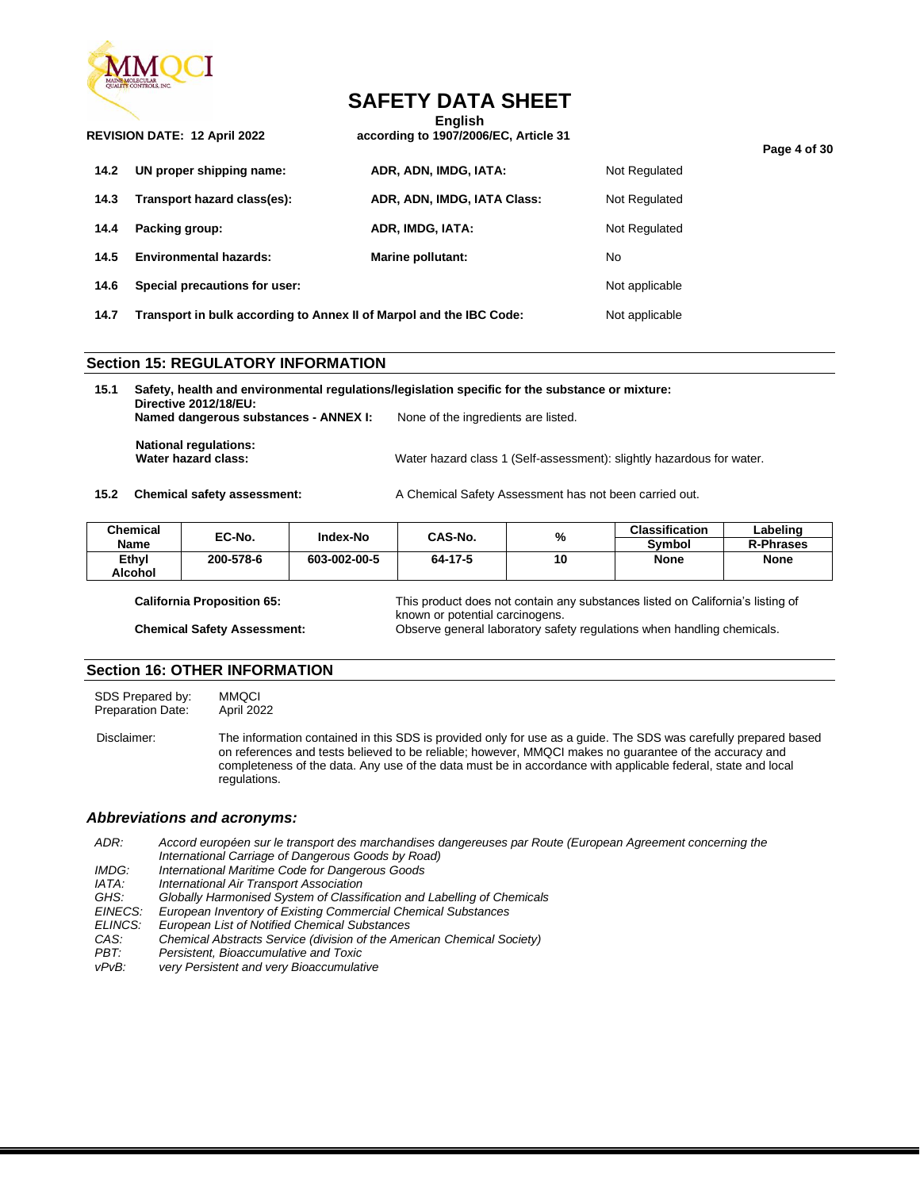| | | | |
|---|---|---|---|
| **14.2** | **UN proper shipping name:** | **ADR, ADN, IMDG, IATA:** | Not Regulated |
| **14.3** | **Transport hazard class(es):** | **ADR, ADN, IMDG, IATA Class:** | Not Regulated |
| **14.4** | **Packing group:** | **ADR, IMDG, IATA:** | Not Regulated |
| **14.5** | **Environmental hazards:** | **Marine pollutant:** | No |
| **14.6** | **Special precautions for user:** | | Not applicable |
| **14.7** | **Transport in bulk according to Annex II of Marpol and the IBC Code:** | | Not applicable |

## Section 15: REGULATORY INFORMATION

**15.1 Safety, health and environmental regulations/legislation specific for the substance or mixture:**

**Directive 2012/18/EU:**
**Named dangerous substances - ANNEX I:** None of the ingredients are listed.

**National regulations:**
**Water hazard class:** Water hazard class 1 (Self-assessment): slightly hazardous for water.

**15.2 Chemical safety assessment:** A Chemical Safety Assessment has not been carried out.

| Chemical Name | EC-No. | Index-No | CAS-No. | % | Classification Symbol | Labeling R-Phrases |
|---|---|---|---|---|---|---|
| Ethyl Alcohol | 200-578-6 | 603-002-00-5 | 64-17-5 | 10 | None | None |

**California Proposition 65:** This product does not contain any substances listed on California's listing of known or potential carcinogens.

**Chemical Safety Assessment:** Observe general laboratory safety regulations when handling chemicals.

## Section 16: OTHER INFORMATION

SDS Prepared by: MMQCI
Preparation Date: April 2022

Disclaimer: The information contained in this SDS is provided only for use as a guide. The SDS was carefully prepared based on references and tests believed to be reliable; however, MMQCI makes no guarantee of the accuracy and completeness of the data. Any use of the data must be in accordance with applicable federal, state and local regulations.

### *Abbreviations and acronyms:*

*ADR:* *Accord européen sur le transport des marchandises dangereuses par Route (European Agreement concerning the International Carriage of Dangerous Goods by Road)*
*IMDG:* *International Maritime Code for Dangerous Goods*
*IATA:* *International Air Transport Association*
*GHS:* *Globally Harmonised System of Classification and Labelling of Chemicals*
*EINECS:* *European Inventory of Existing Commercial Chemical Substances*
*ELINCS:* *European List of Notified Chemical Substances*
*CAS:* *Chemical Abstracts Service (division of the American Chemical Society)*
*PBT:* *Persistent, Bioaccumulative and Toxic*
*vPvB:* *very Persistent and very Bioaccumulative*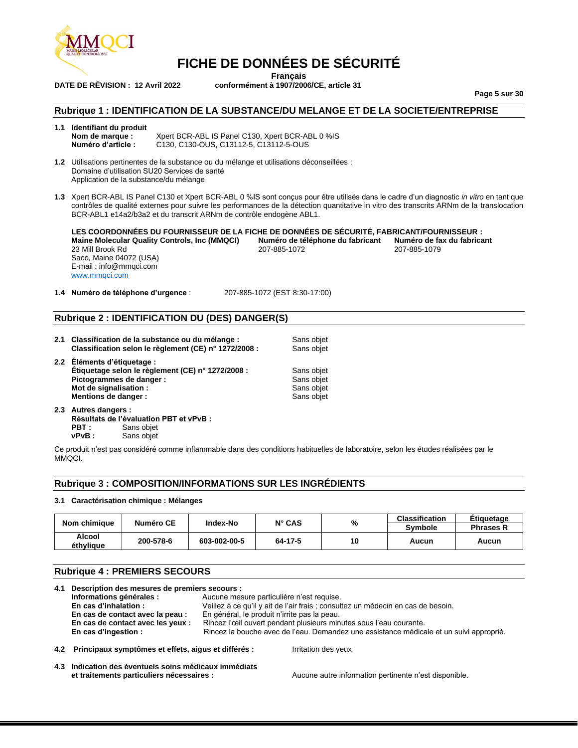# FICHE DE DONNÉES DE SÉCURITÉ

**Français**

**DATE DE RÉVISION : 12 Avril 2022** **conformément à 1907/2006/CE, article 31**

## Rubrique 1 : IDENTIFICATION DE LA SUBSTANCE/DU MELANGE ET DE LA SOCIETE/ENTREPRISE

**1.1 Identifiant du produit**
**Nom de marque :** Xpert BCR-ABL IS Panel C130, Xpert BCR-ABL 0 %IS
**Numéro d'article :** C130, C130-OUS, C13112-5, C13112-5-OUS

**1.2** Utilisations pertinentes de la substance ou du mélange et utilisations déconseillées :
Domaine d'utilisation SU20 Services de santé
Application de la substance/du mélange

**1.3** Xpert BCR-ABL IS Panel C130 et Xpert BCR-ABL 0 %IS sont conçus pour être utilisés dans le cadre d'un diagnostic *in vitro* en tant que contrôles de qualité externes pour suivre les performances de la détection quantitative in vitro des transcrits ARNm de la translocation BCR-ABL1 e14a2/b3a2 et du transcrit ARNm de contrôle endogène ABL1.

**LES COORDONNÉES DU FOURNISSEUR DE LA FICHE DE DONNÉES DE SÉCURITÉ, FABRICANT/FOURNISSEUR :**

**Maine Molecular Quality Controls, Inc (MMQCI)**
23 Mill Brook Rd
Saco, Maine 04072 (USA)
E-mail : info@mmqci.com
www.mmqci.com

**Numéro de téléphone du fabricant**
207-885-1072

**Numéro de fax du fabricant**
207-885-1079

**1.4 Numéro de téléphone d'urgence** : 207-885-1072 (EST 8:30-17:00)

## Rubrique 2 : IDENTIFICATION DU (DES) DANGER(S)

**2.1 Classification de la substance ou du mélange :** Sans objet
**Classification selon le règlement (CE) n° 1272/2008 :** Sans objet

**2.2 Éléments d'étiquetage :**
**Étiquetage selon le règlement (CE) n° 1272/2008 :** Sans objet
**Pictogrammes de danger :** Sans objet
**Mot de signalisation :** Sans objet
**Mentions de danger :** Sans objet

**2.3 Autres dangers :**
**Résultats de l'évaluation PBT et vPvB :**
**PBT :** Sans objet
**vPvB :** Sans objet

Ce produit n'est pas considéré comme inflammable dans des conditions habituelles de laboratoire, selon les études réalisées par le MMQCI.

## Rubrique 3 : COMPOSITION/INFORMATIONS SUR LES INGRÉDIENTS

**3.1 Caractérisation chimique : Mélanges**

| Nom chimique | Numéro CE | Index-No | N° CAS | % | Classification Symbole | Étiquetage Phrases R |
|---|---|---|---|---|---|---|
| **Alcool éthylique** | **200-578-6** | **603-002-00-5** | **64-17-5** | **10** | **Aucun** | **Aucun** |

## Rubrique 4 : PREMIERS SECOURS

**4.1 Description des mesures de premiers secours :**
**Informations générales :** Aucune mesure particulière n'est requise.
**En cas d'inhalation :** Veillez à ce qu'il y ait de l'air frais ; consultez un médecin en cas de besoin.
**En cas de contact avec la peau :** En général, le produit n'irrite pas la peau.
**En cas de contact avec les yeux :** Rincez l'œil ouvert pendant plusieurs minutes sous l'eau courante.
**En cas d'ingestion :** Rincez la bouche avec de l'eau. Demandez une assistance médicale et un suivi approprié.

**4.2 Principaux symptômes et effets, aigus et différés :** Irritation des yeux

**4.3 Indication des éventuels soins médicaux immédiats et traitements particuliers nécessaires :** Aucune autre information pertinente n'est disponible.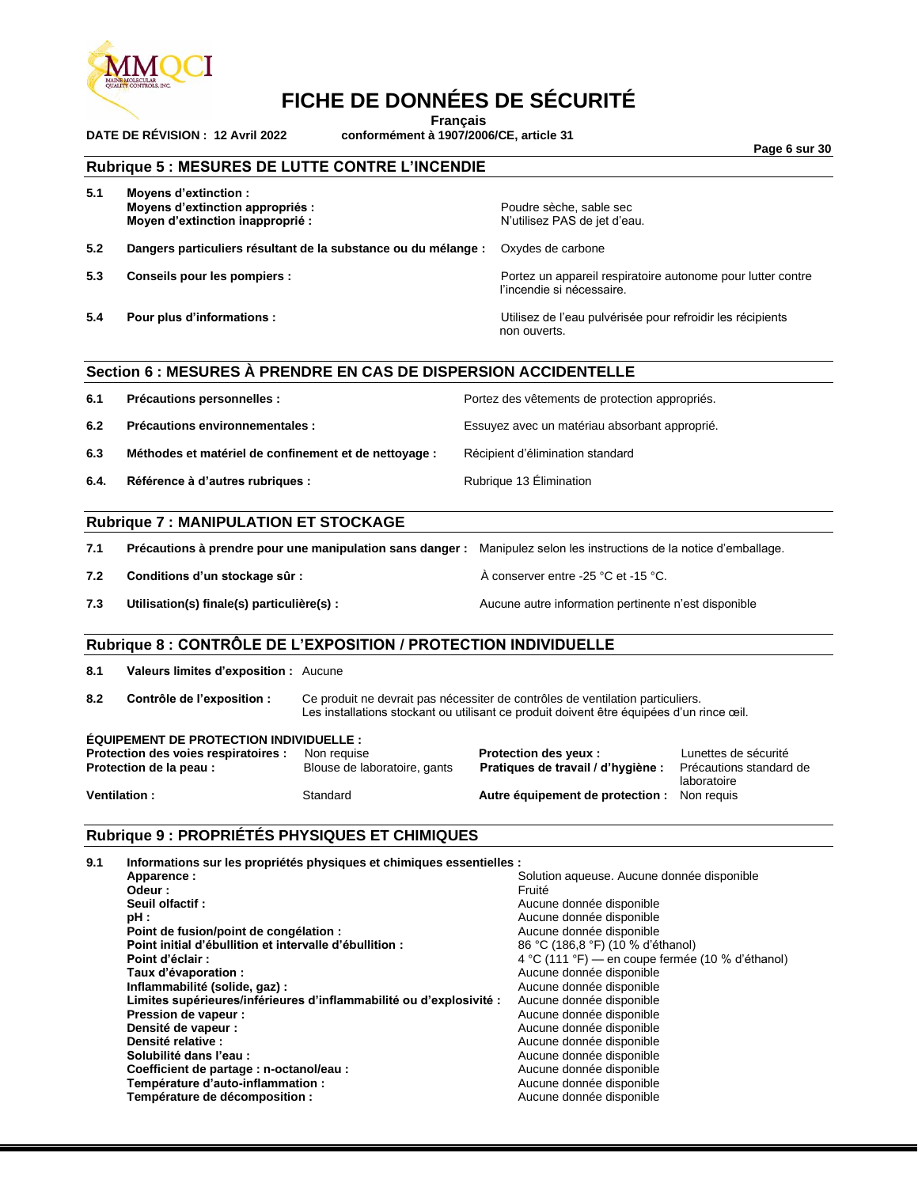## Rubrique 5 : MESURES DE LUTTE CONTRE L'INCENDIE

| | | |
|---|---|---|
| 5.1 | **Moyens d'extinction :** | |
| | **Moyens d'extinction appropriés :** | Poudre sèche, sable sec |
| | **Moyen d'extinction inapproprié :** | N'utilisez PAS de jet d'eau. |
| 5.2 | **Dangers particuliers résultant de la substance ou du mélange :** | Oxydes de carbone |
| 5.3 | **Conseils pour les pompiers :** | Portez un appareil respiratoire autonome pour lutter contre l'incendie si nécessaire. |
| 5.4 | **Pour plus d'informations :** | Utilisez de l'eau pulvérisée pour refroidir les récipients non ouverts. |

## Section 6 : MESURES À PRENDRE EN CAS DE DISPERSION ACCIDENTELLE

| | | |
|---|---|---|
| 6.1 | **Précautions personnelles :** | Portez des vêtements de protection appropriés. |
| 6.2 | **Précautions environnementales :** | Essuyez avec un matériau absorbant approprié. |
| 6.3 | **Méthodes et matériel de confinement et de nettoyage :** | Récipient d'élimination standard |
| 6.4. | **Référence à d'autres rubriques :** | Rubrique 13 Élimination |

## Rubrique 7 : MANIPULATION ET STOCKAGE

| | | |
|---|---|---|
| 7.1 | **Précautions à prendre pour une manipulation sans danger :** | Manipulez selon les instructions de la notice d'emballage. |
| 7.2 | **Conditions d'un stockage sûr :** | À conserver entre -25 °C et -15 °C. |
| 7.3 | **Utilisation(s) finale(s) particulière(s) :** | Aucune autre information pertinente n'est disponible |

## Rubrique 8 : CONTRÔLE DE L'EXPOSITION / PROTECTION INDIVIDUELLE

| | | |
|---|---|---|
| 8.1 | **Valeurs limites d'exposition :** | Aucune |
| 8.2 | **Contrôle de l'exposition :** | Ce produit ne devrait pas nécessiter de contrôles de ventilation particuliers. Les installations stockant ou utilisant ce produit doivent être équipées d'un rince œil. |

**ÉQUIPEMENT DE PROTECTION INDIVIDUELLE :**

| | | | |
|---|---|---|---|
| **Protection des voies respiratoires :** | Non requise | **Protection des yeux :** | Lunettes de sécurité |
| **Protection de la peau :** | Blouse de laboratoire, gants | **Pratiques de travail / d'hygiène :** | Précautions standard de laboratoire |
| **Ventilation :** | Standard | **Autre équipement de protection :** | Non requis |

## Rubrique 9 : PROPRIÉTÉS PHYSIQUES ET CHIMIQUES

**9.1 Informations sur les propriétés physiques et chimiques essentielles :**

| | |
|---|---|
| **Apparence :** | Solution aqueuse. Aucune donnée disponible |
| **Odeur :** | Fruité |
| **Seuil olfactif :** | Aucune donnée disponible |
| **pH :** | Aucune donnée disponible |
| **Point de fusion/point de congélation :** | Aucune donnée disponible |
| **Point initial d'ébullition et intervalle d'ébullition :** | 86 °C (186,8 °F) (10 % d'éthanol) |
| **Point d'éclair :** | 4 °C (111 °F) — en coupe fermée (10 % d'éthanol) |
| **Taux d'évaporation :** | Aucune donnée disponible |
| **Inflammabilité (solide, gaz) :** | Aucune donnée disponible |
| **Limites supérieures/inférieures d'inflammabilité ou d'explosivité :** | Aucune donnée disponible |
| **Pression de vapeur :** | Aucune donnée disponible |
| **Densité de vapeur :** | Aucune donnée disponible |
| **Densité relative :** | Aucune donnée disponible |
| **Solubilité dans l'eau :** | Aucune donnée disponible |
| **Coefficient de partage : n-octanol/eau :** | Aucune donnée disponible |
| **Température d'auto-inflammation :** | Aucune donnée disponible |
| **Température de décomposition :** | Aucune donnée disponible |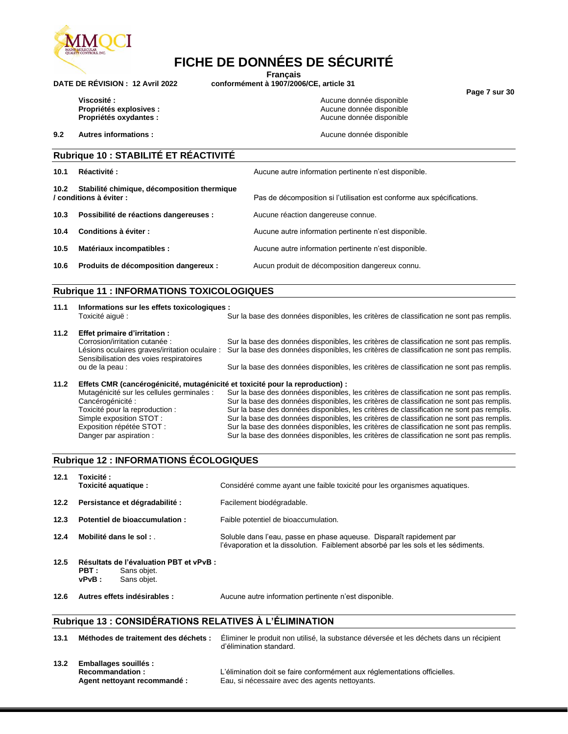| | |
|---|---|
| **Viscosité :** | Aucune donnée disponible |
| **Propriétés explosives :** | Aucune donnée disponible |
| **Propriétés oxydantes :** | Aucune donnée disponible |

| | | |
|---|---|---|
| **9.2** | **Autres informations :** | Aucune donnée disponible |

## Rubrique 10 : STABILITÉ ET RÉACTIVITÉ

| | | |
|---|---|---|
| **10.1** | **Réactivité :** | Aucune autre information pertinente n'est disponible. |
| **10.2** | **Stabilité chimique, décomposition thermique / conditions à éviter :** | Pas de décomposition si l'utilisation est conforme aux spécifications. |
| **10.3** | **Possibilité de réactions dangereuses :** | Aucune réaction dangereuse connue. |
| **10.4** | **Conditions à éviter :** | Aucune autre information pertinente n'est disponible. |
| **10.5** | **Matériaux incompatibles :** | Aucune autre information pertinente n'est disponible. |
| **10.6** | **Produits de décomposition dangereux :** | Aucun produit de décomposition dangereux connu. |

## Rubrique 11 : INFORMATIONS TOXICOLOGIQUES

**11.1 Informations sur les effets toxicologiques :**

| | |
|---|---|
| Toxicité aiguë : | Sur la base des données disponibles, les critères de classification ne sont pas remplis. |

**11.2 Effet primaire d'irritation :**

| | |
|---|---|
| Corrosion/irritation cutanée : | Sur la base des données disponibles, les critères de classification ne sont pas remplis. |
| Lésions oculaires graves/irritation oculaire : | Sur la base des données disponibles, les critères de classification ne sont pas remplis. |
| Sensibilisation des voies respiratoires ou de la peau : | Sur la base des données disponibles, les critères de classification ne sont pas remplis. |

**11.2 Effets CMR (cancérogénicité, mutagénicité et toxicité pour la reproduction) :**

| | |
|---|---|
| Mutagénicité sur les cellules germinales : | Sur la base des données disponibles, les critères de classification ne sont pas remplis. |
| Cancérogénicité : | Sur la base des données disponibles, les critères de classification ne sont pas remplis. |
| Toxicité pour la reproduction : | Sur la base des données disponibles, les critères de classification ne sont pas remplis. |
| Simple exposition STOT : | Sur la base des données disponibles, les critères de classification ne sont pas remplis. |
| Exposition répétée STOT : | Sur la base des données disponibles, les critères de classification ne sont pas remplis. |
| Danger par aspiration : | Sur la base des données disponibles, les critères de classification ne sont pas remplis. |

## Rubrique 12 : INFORMATIONS ÉCOLOGIQUES

| | | |
|---|---|---|
| **12.1** | **Toxicité :** **Toxicité aquatique :** | Considéré comme ayant une faible toxicité pour les organismes aquatiques. |
| **12.2** | **Persistance et dégradabilité :** | Facilement biodégradable. |
| **12.3** | **Potentiel de bioaccumulation :** | Faible potentiel de bioaccumulation. |
| **12.4** | **Mobilité dans le sol :** . | Soluble dans l'eau, passe en phase aqueuse. Disparaît rapidement par l'évaporation et la dissolution. Faiblement absorbé par les sols et les sédiments. |

**12.5 Résultats de l'évaluation PBT et vPvB :**

**PBT :** Sans objet.
**vPvB :** Sans objet.

| | | |
|---|---|---|
| **12.6** | **Autres effets indésirables :** | Aucune autre information pertinente n'est disponible. |

## Rubrique 13 : CONSIDÉRATIONS RELATIVES À L'ÉLIMINATION

| | | |
|---|---|---|
| **13.1** | **Méthodes de traitement des déchets :** | Éliminer le produit non utilisé, la substance déversée et les déchets dans un récipient d'élimination standard. |
| **13.2** | **Emballages souillés :** | |
| | **Recommandation :** | L'élimination doit se faire conformément aux réglementations officielles. |
| | **Agent nettoyant recommandé :** | Eau, si nécessaire avec des agents nettoyants. |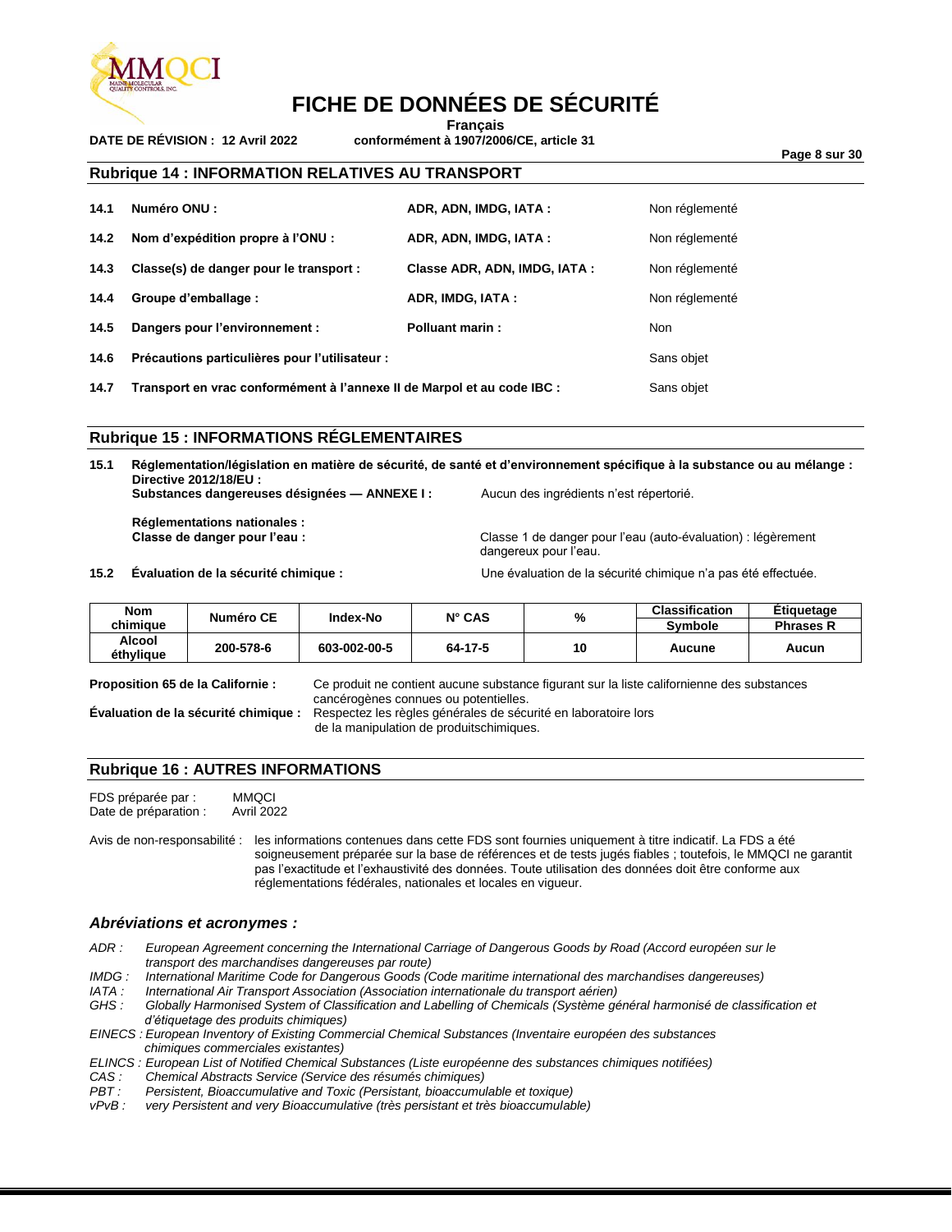## Rubrique 14 : INFORMATION RELATIVES AU TRANSPORT

| | | | |
|---|---|---|---|
| **14.1** | **Numéro ONU :** | **ADR, ADN, IMDG, IATA :** | Non réglementé |
| **14.2** | **Nom d'expédition propre à l'ONU :** | **ADR, ADN, IMDG, IATA :** | Non réglementé |
| **14.3** | **Classe(s) de danger pour le transport :** | **Classe ADR, ADN, IMDG, IATA :** | Non réglementé |
| **14.4** | **Groupe d'emballage :** | **ADR, IMDG, IATA :** | Non réglementé |
| **14.5** | **Dangers pour l'environnement :** | **Polluant marin :** | Non |
| **14.6** | **Précautions particulières pour l'utilisateur :** | | Sans objet |
| **14.7** | **Transport en vrac conformément à l'annexe II de Marpol et au code IBC :** | | Sans objet |

## Rubrique 15 : INFORMATIONS RÉGLEMENTAIRES

**15.1 Réglementation/législation en matière de sécurité, de santé et d'environnement spécifique à la substance ou au mélange :**
**Directive 2012/18/EU :**
**Substances dangereuses désignées — ANNEXE I :** Aucun des ingrédients n'est répertorié.

**Réglementations nationales :**
**Classe de danger pour l'eau :** Classe 1 de danger pour l'eau (auto-évaluation) : légèrement dangereux pour l'eau.

**15.2 Évaluation de la sécurité chimique :** Une évaluation de la sécurité chimique n'a pas été effectuée.

| Nom chimique | Numéro CE | Index-No | N° CAS | % | Classification Symbole | Étiquetage Phrases R |
|---|---|---|---|---|---|---|
| **Alcool éthylique** | **200-578-6** | **603-002-00-5** | **64-17-5** | **10** | **Aucune** | **Aucun** |

**Proposition 65 de la Californie :** Ce produit ne contient aucune substance figurant sur la liste californienne des substances cancérogènes connues ou potentielles.

**Évaluation de la sécurité chimique :** Respectez les règles générales de sécurité en laboratoire lors de la manipulation de produitschimiques.

## Rubrique 16 : AUTRES INFORMATIONS

FDS préparée par : MMQCI
Date de préparation : Avril 2022

Avis de non-responsabilité : les informations contenues dans cette FDS sont fournies uniquement à titre indicatif. La FDS a été soigneusement préparée sur la base de références et de tests jugés fiables ; toutefois, le MMQCI ne garantit pas l'exactitude et l'exhaustivité des données. Toute utilisation des données doit être conforme aux réglementations fédérales, nationales et locales en vigueur.

### *Abréviations et acronymes :*

*ADR : European Agreement concerning the International Carriage of Dangerous Goods by Road (Accord européen sur le transport des marchandises dangereuses par route)*
*IMDG : International Maritime Code for Dangerous Goods (Code maritime international des marchandises dangereuses)*
*IATA : International Air Transport Association (Association internationale du transport aérien)*
*GHS : Globally Harmonised System of Classification and Labelling of Chemicals (Système général harmonisé de classification et d'étiquetage des produits chimiques)*
*EINECS : European Inventory of Existing Commercial Chemical Substances (Inventaire européen des substances chimiques commerciales existantes)*
*ELINCS : European List of Notified Chemical Substances (Liste européenne des substances chimiques notifiées)*
*CAS : Chemical Abstracts Service (Service des résumés chimiques)*
*PBT : Persistent, Bioaccumulative and Toxic (Persistant, bioaccumulable et toxique)*
*vPvB : very Persistent and very Bioaccumulative (très persistant et très bioaccumulable)*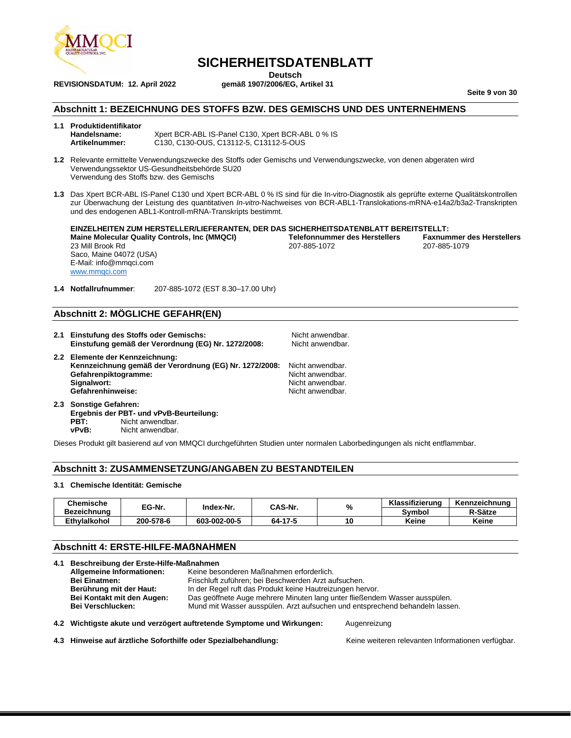# SICHERHEITSDATENBLATT

**Deutsch**
**gemäß 1907/2006/EG, Artikel 31**

**REVISIONSDATUM: 12. April 2022**

## Abschnitt 1: BEZEICHNUNG DES STOFFS BZW. DES GEMISCHS UND DES UNTERNEHMENS

**1.1 Produktidentifikator**

**Handelsname:** Xpert BCR-ABL IS-Panel C130, Xpert BCR-ABL 0 % IS
**Artikelnummer:** C130, C130-OUS, C13112-5, C13112-5-OUS

**1.2** Relevante ermittelte Verwendungszwecke des Stoffs oder Gemischs und Verwendungszwecke, von denen abgeraten wird
Verwendungssektor US-Gesundheitsbehörde SU20
Verwendung des Stoffs bzw. des Gemischs

**1.3** Das Xpert BCR-ABL IS-Panel C130 und Xpert BCR-ABL 0 % IS sind für die In-vitro-Diagnostik als geprüfte externe Qualitätskontrollen zur Überwachung der Leistung des quantitativen *In-vitro*-Nachweises von BCR-ABL1-Translokations-mRNA-e14a2/b3a2-Transkripten und des endogenen ABL1-Kontroll-mRNA-Transkripts bestimmt.

**EINZELHEITEN ZUM HERSTELLER/LIEFERANTEN, DER DAS SICHERHEITSDATENBLATT BEREITSTELLT:**

**Maine Molecular Quality Controls, Inc (MMQCI)**
23 Mill Brook Rd
Saco, Maine 04072 (USA)
E-Mail: info@mmqci.com
www.mmqci.com

**Telefonnummer des Herstellers**
207-885-1072

**Faxnummer des Herstellers**
207-885-1079

**1.4 Notfallrufnummer**: 207-885-1072 (EST 8.30–17.00 Uhr)

## Abschnitt 2: MÖGLICHE GEFAHR(EN)

**2.1 Einstufung des Stoffs oder Gemischs:** Nicht anwendbar.
**Einstufung gemäß der Verordnung (EG) Nr. 1272/2008:** Nicht anwendbar.

**2.2 Elemente der Kennzeichnung:**
**Kennzeichnung gemäß der Verordnung (EG) Nr. 1272/2008:** Nicht anwendbar.
**Gefahrenpiktogramme:** Nicht anwendbar.
**Signalwort:** Nicht anwendbar.
**Gefahrenhinweise:** Nicht anwendbar.

**2.3 Sonstige Gefahren:**
**Ergebnis der PBT- und vPvB-Beurteilung:**
**PBT:** Nicht anwendbar.
**vPvB:** Nicht anwendbar.

Dieses Produkt gilt basierend auf von MMQCI durchgeführten Studien unter normalen Laborbedingungen als nicht entflammbar.

## Abschnitt 3: ZUSAMMENSETZUNG/ANGABEN ZU BESTANDTEILEN

**3.1 Chemische Identität: Gemische**

| Chemische Bezeichnung | EG-Nr. | Index-Nr. | CAS-Nr. | % | Klassifizierung Symbol | Kennzeichnung R-Sätze |
|---|---|---|---|---|---|---|
| Ethylalkohol | 200-578-6 | 603-002-00-5 | 64-17-5 | 10 | Keine | Keine |

## Abschnitt 4: ERSTE-HILFE-MAßNAHMEN

**4.1 Beschreibung der Erste-Hilfe-Maßnahmen**
**Allgemeine Informationen:** Keine besonderen Maßnahmen erforderlich.
**Bei Einatmen:** Frischluft zuführen; bei Beschwerden Arzt aufsuchen.
**Berührung mit der Haut:** In der Regel ruft das Produkt keine Hautreizungen hervor.
**Bei Kontakt mit den Augen:** Das geöffnete Auge mehrere Minuten lang unter fließendem Wasser ausspülen.
**Bei Verschlucken:** Mund mit Wasser ausspülen. Arzt aufsuchen und entsprechend behandeln lassen.

**4.2 Wichtigste akute und verzögert auftretende Symptome und Wirkungen:** Augenreizung

**4.3 Hinweise auf ärztliche Soforthilfe oder Spezialbehandlung:** Keine weiteren relevanten Informationen verfügbar.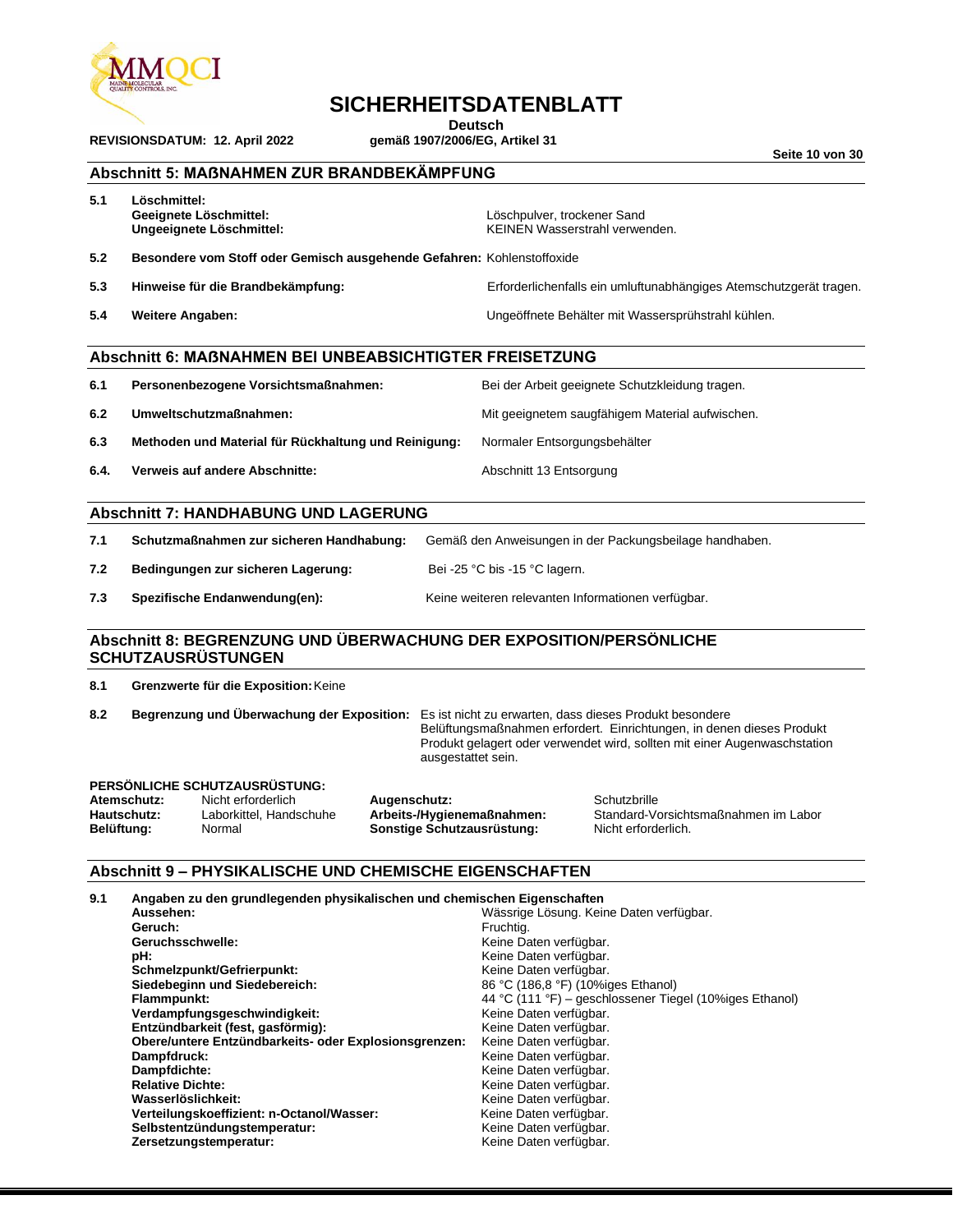# SICHERHEITSDATENBLATT

**Deutsch**

**REVISIONSDATUM: 12. April 2022** **gemäß 1907/2006/EG, Artikel 31**

## Abschnitt 5: MAßNAHMEN ZUR BRANDBEKÄMPFUNG

| | | |
|---|---|---|
| **5.1** | **Löschmittel:** | |
| | **Geeignete Löschmittel:** | Löschpulver, trockener Sand |
| | **Ungeeignete Löschmittel:** | KEINEN Wasserstrahl verwenden. |
| **5.2** | **Besondere vom Stoff oder Gemisch ausgehende Gefahren:** | Kohlenstoffoxide |
| **5.3** | **Hinweise für die Brandbekämpfung:** | Erforderlichenfalls ein umluftunabhängiges Atemschutzgerät tragen. |
| **5.4** | **Weitere Angaben:** | Ungeöffnete Behälter mit Wassersprühstrahl kühlen. |

## Abschnitt 6: MAßNAHMEN BEI UNBEABSICHTIGTER FREISETZUNG

| | | |
|---|---|---|
| **6.1** | **Personenbezogene Vorsichtsmaßnahmen:** | Bei der Arbeit geeignete Schutzkleidung tragen. |
| **6.2** | **Umweltschutzmaßnahmen:** | Mit geeignetem saugfähigem Material aufwischen. |
| **6.3** | **Methoden und Material für Rückhaltung und Reinigung:** | Normaler Entsorgungsbehälter |
| **6.4.** | **Verweis auf andere Abschnitte:** | Abschnitt 13 Entsorgung |

## Abschnitt 7: HANDHABUNG UND LAGERUNG

| | | |
|---|---|---|
| **7.1** | **Schutzmaßnahmen zur sicheren Handhabung:** | Gemäß den Anweisungen in der Packungsbeilage handhaben. |
| **7.2** | **Bedingungen zur sicheren Lagerung:** | Bei -25 °C bis -15 °C lagern. |
| **7.3** | **Spezifische Endanwendung(en):** | Keine weiteren relevanten Informationen verfügbar. |

## Abschnitt 8: BEGRENZUNG UND ÜBERWACHUNG DER EXPOSITION/PERSÖNLICHE SCHUTZAUSRÜSTUNGEN

**8.1** **Grenzwerte für die Exposition:** Keine

**8.2** **Begrenzung und Überwachung der Exposition:** Es ist nicht zu erwarten, dass dieses Produkt besondere Belüftungsmaßnahmen erfordert. Einrichtungen, in denen dieses Produkt Produkt gelagert oder verwendet wird, sollten mit einer Augenwaschstation ausgestattet sein.

**PERSÖNLICHE SCHUTZAUSRÜSTUNG:**

| | | | |
|---|---|---|---|
| **Atemschutz:** | Nicht erforderlich | **Augenschutz:** | Schutzbrille |
| **Hautschutz:** | Laborkittel, Handschuhe | **Arbeits-/Hygienemaßnahmen:** | Standard-Vorsichtsmaßnahmen im Labor |
| **Belüftung:** | Normal | **Sonstige Schutzausrüstung:** | Nicht erforderlich. |

## Abschnitt 9 – PHYSIKALISCHE UND CHEMISCHE EIGENSCHAFTEN

**9.1** **Angaben zu den grundlegenden physikalischen und chemischen Eigenschaften**

| | |
|---|---|
| **Aussehen:** | Wässrige Lösung. Keine Daten verfügbar. |
| **Geruch:** | Fruchtig. |
| **Geruchsschwelle:** | Keine Daten verfügbar. |
| **pH:** | Keine Daten verfügbar. |
| **Schmelzpunkt/Gefrierpunkt:** | Keine Daten verfügbar. |
| **Siedebeginn und Siedebereich:** | 86 °C (186,8 °F) (10%iges Ethanol) |
| **Flammpunkt:** | 44 °C (111 °F) – geschlossener Tiegel (10%iges Ethanol) |
| **Verdampfungsgeschwindigkeit:** | Keine Daten verfügbar. |
| **Entzündbarkeit (fest, gasförmig):** | Keine Daten verfügbar. |
| **Obere/untere Entzündbarkeits- oder Explosionsgrenzen:** | Keine Daten verfügbar. |
| **Dampfdruck:** | Keine Daten verfügbar. |
| **Dampfdichte:** | Keine Daten verfügbar. |
| **Relative Dichte:** | Keine Daten verfügbar. |
| **Wasserlöslichkeit:** | Keine Daten verfügbar. |
| **Verteilungskoeffizient: n-Octanol/Wasser:** | Keine Daten verfügbar. |
| **Selbstentzündungstemperatur:** | Keine Daten verfügbar. |
| **Zersetzungstemperatur:** | Keine Daten verfügbar. |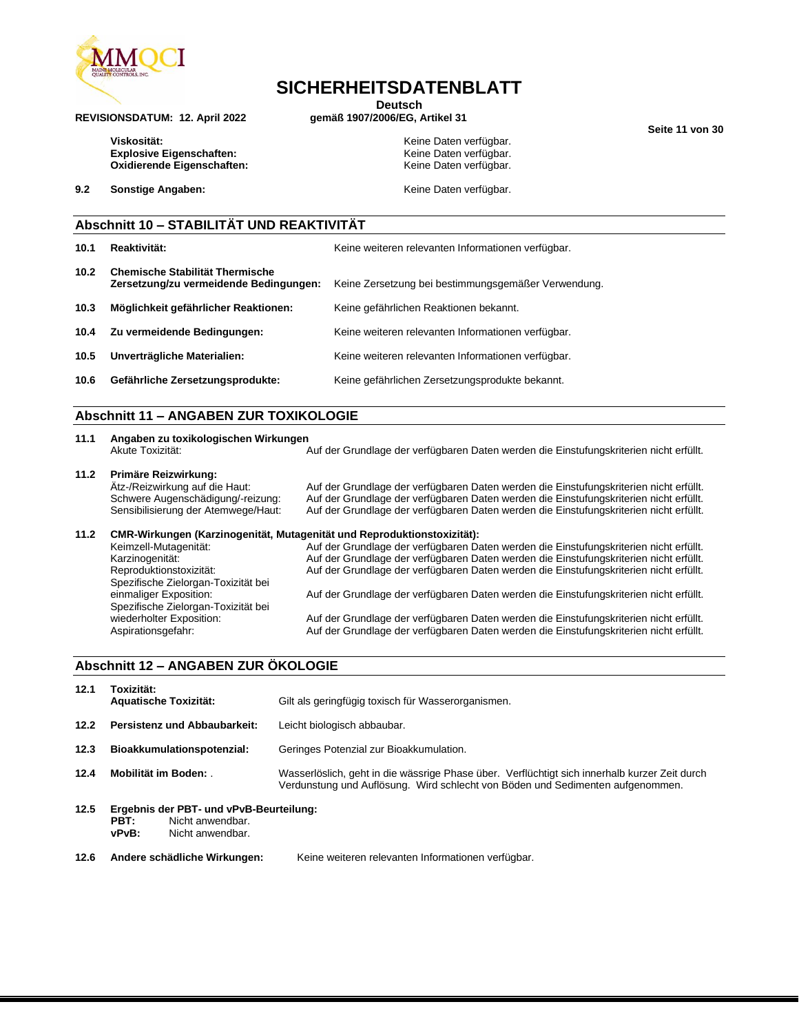**Viskosität:** Keine Daten verfügbar.
**Explosive Eigenschaften:** Keine Daten verfügbar.
**Oxidierende Eigenschaften:** Keine Daten verfügbar.

**9.2 Sonstige Angaben:** Keine Daten verfügbar.

## Abschnitt 10 – STABILITÄT UND REAKTIVITÄT

**10.1 Reaktivität:** Keine weiteren relevanten Informationen verfügbar.

**10.2 Chemische Stabilität Thermische Zersetzung/zu vermeidende Bedingungen:** Keine Zersetzung bei bestimmungsgemäßer Verwendung.

**10.3 Möglichkeit gefährlicher Reaktionen:** Keine gefährlichen Reaktionen bekannt.

**10.4 Zu vermeidende Bedingungen:** Keine weiteren relevanten Informationen verfügbar.

**10.5 Unverträgliche Materialien:** Keine weiteren relevanten Informationen verfügbar.

**10.6 Gefährliche Zersetzungsprodukte:** Keine gefährlichen Zersetzungsprodukte bekannt.

## Abschnitt 11 – ANGABEN ZUR TOXIKOLOGIE

**11.1 Angaben zu toxikologischen Wirkungen**
Akute Toxizität: Auf der Grundlage der verfügbaren Daten werden die Einstufungskriterien nicht erfüllt.

**11.2 Primäre Reizwirkung:**
Ätz-/Reizwirkung auf die Haut: Auf der Grundlage der verfügbaren Daten werden die Einstufungskriterien nicht erfüllt.
Schwere Augenschädigung/-reizung: Auf der Grundlage der verfügbaren Daten werden die Einstufungskriterien nicht erfüllt.
Sensibilisierung der Atemwege/Haut: Auf der Grundlage der verfügbaren Daten werden die Einstufungskriterien nicht erfüllt.

**11.2 CMR-Wirkungen (Karzinogenität, Mutagenität und Reproduktionstoxizität):**
Keimzell-Mutagenität: Auf der Grundlage der verfügbaren Daten werden die Einstufungskriterien nicht erfüllt.
Karzinogenität: Auf der Grundlage der verfügbaren Daten werden die Einstufungskriterien nicht erfüllt.
Reproduktionstoxizität: Auf der Grundlage der verfügbaren Daten werden die Einstufungskriterien nicht erfüllt.
Spezifische Zielorgan-Toxizität bei einmaliger Exposition: Auf der Grundlage der verfügbaren Daten werden die Einstufungskriterien nicht erfüllt.
Spezifische Zielorgan-Toxizität bei wiederholter Exposition: Auf der Grundlage der verfügbaren Daten werden die Einstufungskriterien nicht erfüllt.
Aspirationsgefahr: Auf der Grundlage der verfügbaren Daten werden die Einstufungskriterien nicht erfüllt.

## Abschnitt 12 – ANGABEN ZUR ÖKOLOGIE

**12.1 Toxizität:**
**Aquatische Toxizität:** Gilt als geringfügig toxisch für Wasserorganismen.

**12.2 Persistenz und Abbaubarkeit:** Leicht biologisch abbaubar.

**12.3 Bioakkumulationspotenzial:** Geringes Potenzial zur Bioakkumulation.

**12.4 Mobilität im Boden:** . Wasserlöslich, geht in die wässrige Phase über. Verflüchtigt sich innerhalb kurzer Zeit durch Verdunstung und Auflösung. Wird schlecht von Böden und Sedimenten aufgenommen.

**12.5 Ergebnis der PBT- und vPvB-Beurteilung:**
**PBT:** Nicht anwendbar.
**vPvB:** Nicht anwendbar.

**12.6 Andere schädliche Wirkungen:** Keine weiteren relevanten Informationen verfügbar.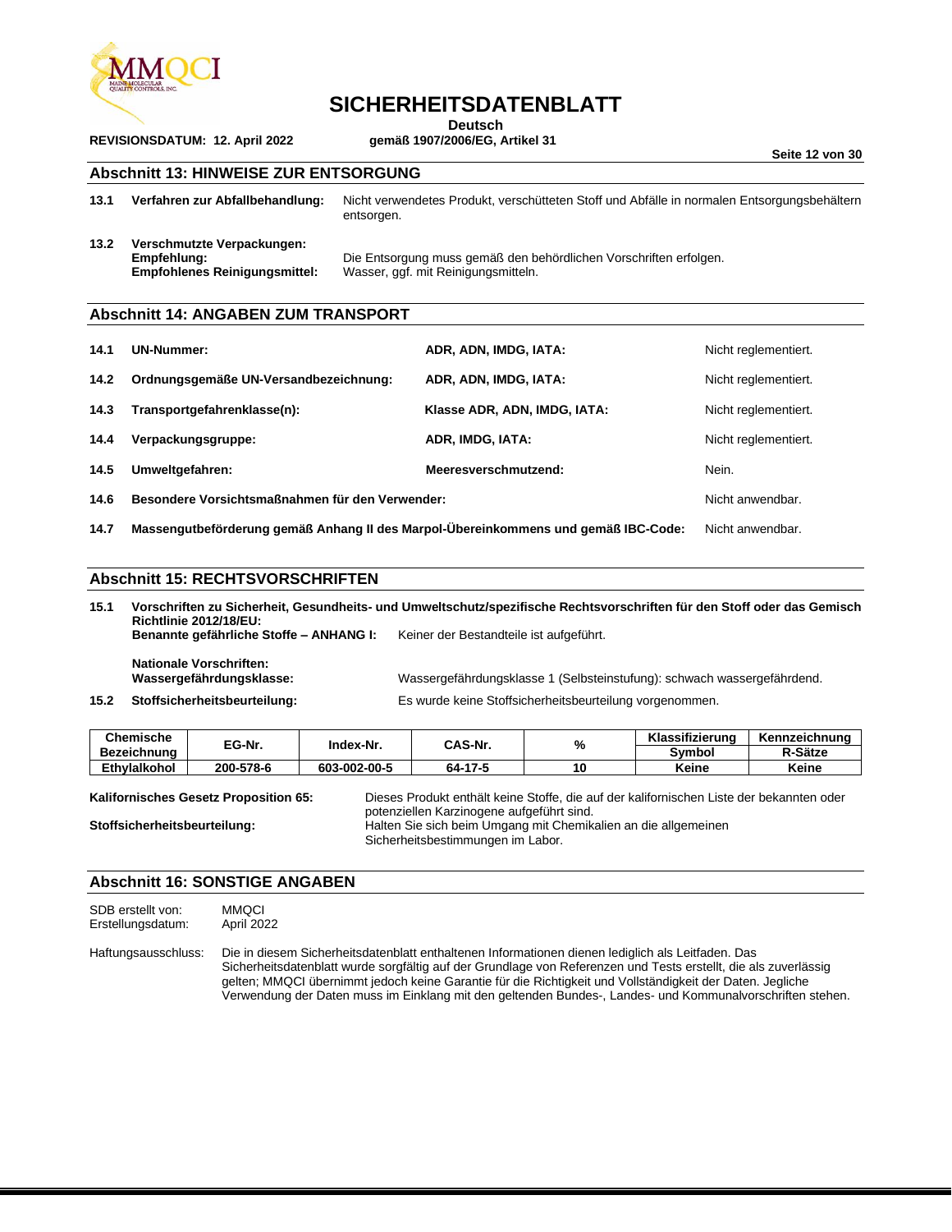## Abschnitt 13: HINWEISE ZUR ENTSORGUNG

**13.1 Verfahren zur Abfallbehandlung:** Nicht verwendetes Produkt, verschütteten Stoff und Abfälle in normalen Entsorgungsbehältern entsorgen.

**13.2 Verschmutzte Verpackungen:**
**Empfehlung:** Die Entsorgung muss gemäß den behördlichen Vorschriften erfolgen.
**Empfohlenes Reinigungsmittel:** Wasser, ggf. mit Reinigungsmitteln.

## Abschnitt 14: ANGABEN ZUM TRANSPORT

| | | | |
|---|---|---|---|
| **14.1** | **UN-Nummer:** | **ADR, ADN, IMDG, IATA:** | Nicht reglementiert. |
| **14.2** | **Ordnungsgemäße UN-Versandbezeichnung:** | **ADR, ADN, IMDG, IATA:** | Nicht reglementiert. |
| **14.3** | **Transportgefahrenklasse(n):** | **Klasse ADR, ADN, IMDG, IATA:** | Nicht reglementiert. |
| **14.4** | **Verpackungsgruppe:** | **ADR, IMDG, IATA:** | Nicht reglementiert. |
| **14.5** | **Umweltgefahren:** | **Meeresverschmutzend:** | Nein. |
| **14.6** | **Besondere Vorsichtsmaßnahmen für den Verwender:** | | Nicht anwendbar. |
| **14.7** | **Massengutbeförderung gemäß Anhang II des Marpol-Übereinkommens und gemäß IBC-Code:** | | Nicht anwendbar. |

## Abschnitt 15: RECHTSVORSCHRIFTEN

**15.1 Vorschriften zu Sicherheit, Gesundheits- und Umweltschutz/spezifische Rechtsvorschriften für den Stoff oder das Gemisch**
**Richtlinie 2012/18/EU:**
**Benannte gefährliche Stoffe – ANHANG I:** Keiner der Bestandteile ist aufgeführt.

**Nationale Vorschriften:**
**Wassergefährdungsklasse:** Wassergefährdungsklasse 1 (Selbsteinstufung): schwach wassergefährdend.

**15.2 Stoffsicherheitsbeurteilung:** Es wurde keine Stoffsicherheitsbeurteilung vorgenommen.

| Chemische Bezeichnung | EG-Nr. | Index-Nr. | CAS-Nr. | % | Klassifizierung | Kennzeichnung |
|---|---|---|---|---|---|---|
| | | | | | Symbol | R-Sätze |
| Ethylalkohol | 200-578-6 | 603-002-00-5 | 64-17-5 | 10 | Keine | Keine |

**Kalifornisches Gesetz Proposition 65:** Dieses Produkt enthält keine Stoffe, die auf der kalifornischen Liste der bekannten oder potenziellen Karzinogene aufgeführt sind.

**Stoffsicherheitsbeurteilung:** Halten Sie sich beim Umgang mit Chemikalien an die allgemeinen Sicherheitsbestimmungen im Labor.

## Abschnitt 16: SONSTIGE ANGABEN

SDB erstellt von: MMQCI
Erstellungsdatum: April 2022

Haftungsausschluss: Die in diesem Sicherheitsdatenblatt enthaltenen Informationen dienen lediglich als Leitfaden. Das Sicherheitsdatenblatt wurde sorgfältig auf der Grundlage von Referenzen und Tests erstellt, die als zuverlässig gelten; MMQCI übernimmt jedoch keine Garantie für die Richtigkeit und Vollständigkeit der Daten. Jegliche Verwendung der Daten muss im Einklang mit den geltenden Bundes-, Landes- und Kommunalvorschriften stehen.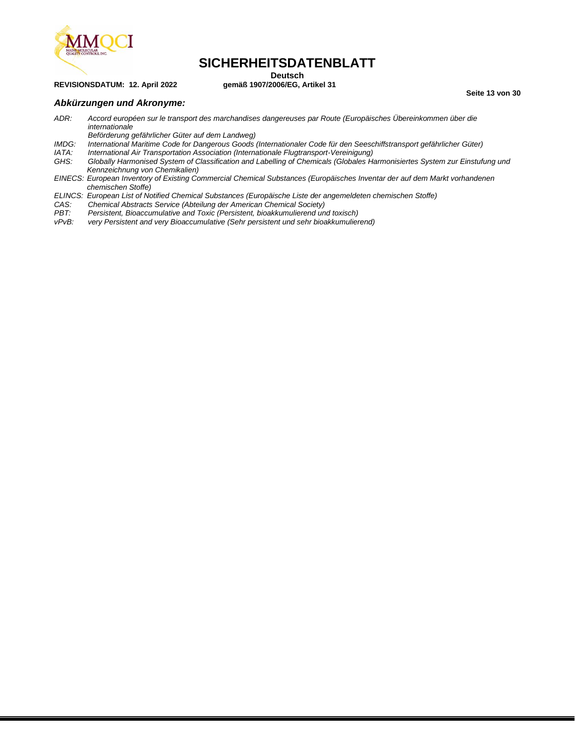### *Abkürzungen und Akronyme:*

*ADR: Accord européen sur le transport des marchandises dangereuses par Route (Europäisches Übereinkommen über die internationale Beförderung gefährlicher Güter auf dem Landweg)*
*IMDG: International Maritime Code for Dangerous Goods (Internationaler Code für den Seeschiffstransport gefährlicher Güter)*
*IATA: International Air Transportation Association (Internationale Flugtransport-Vereinigung)*
*GHS: Globally Harmonised System of Classification and Labelling of Chemicals (Globales Harmonisiertes System zur Einstufung und Kennzeichnung von Chemikalien)*
*EINECS: European Inventory of Existing Commercial Chemical Substances (Europäisches Inventar der auf dem Markt vorhandenen chemischen Stoffe)*
*ELINCS: European List of Notified Chemical Substances (Europäische Liste der angemeldeten chemischen Stoffe)*
*CAS: Chemical Abstracts Service (Abteilung der American Chemical Society)*
*PBT: Persistent, Bioaccumulative and Toxic (Persistent, bioakkumulierend und toxisch)*
*vPvB: very Persistent and very Bioaccumulative (Sehr persistent und sehr bioakkumulierend)*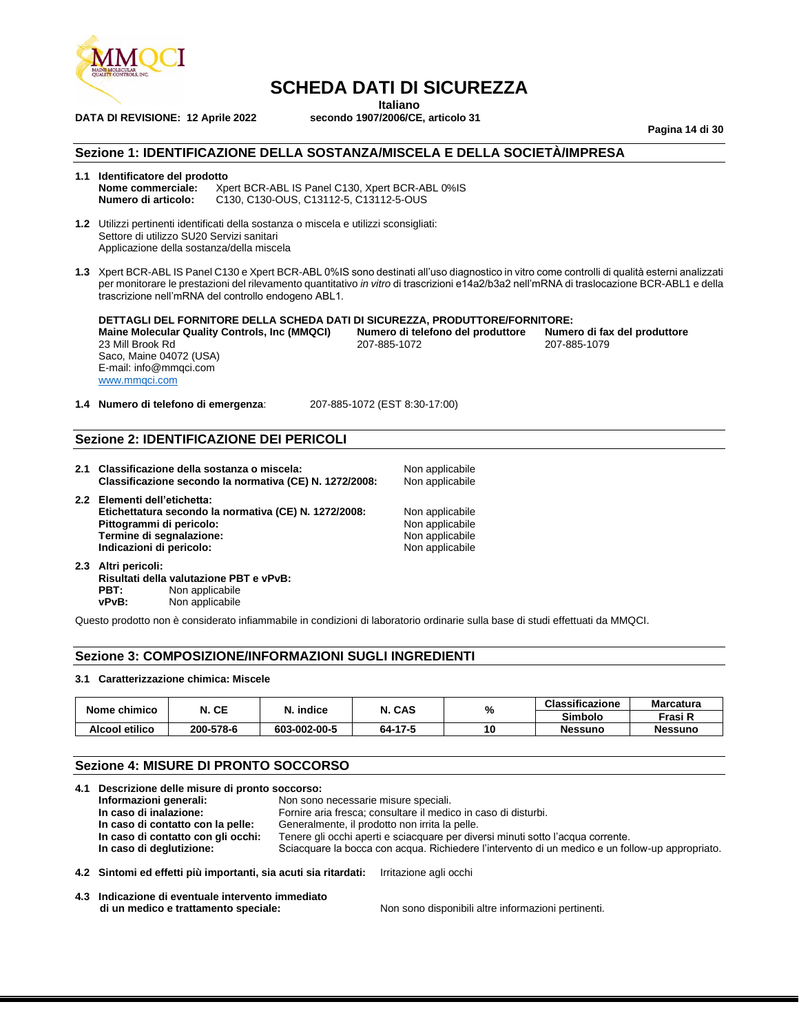# SCHEDA DATI DI SICUREZZA

**Italiano**

**DATA DI REVISIONE: 12 Aprile 2022** **secondo 1907/2006/CE, articolo 31**

## Sezione 1: IDENTIFICAZIONE DELLA SOSTANZA/MISCELA E DELLA SOCIETÀ/IMPRESA

**1.1 Identificatore del prodotto**

**Nome commerciale:** Xpert BCR-ABL IS Panel C130, Xpert BCR-ABL 0%IS

**Numero di articolo:** C130, C130-OUS, C13112-5, C13112-5-OUS

**1.2** Utilizzi pertinenti identificati della sostanza o miscela e utilizzi sconsigliati:

Settore di utilizzo SU20 Servizi sanitari

Applicazione della sostanza/della miscela

**1.3** Xpert BCR-ABL IS Panel C130 e Xpert BCR-ABL 0%IS sono destinati all'uso diagnostico in vitro come controlli di qualità esterni analizzati per monitorare le prestazioni del rilevamento quantitativo *in vitro* di trascrizioni e14a2/b3a2 nell'mRNA di traslocazione BCR-ABL1 e della trascrizione nell'mRNA del controllo endogeno ABL1.

**DETTAGLI DEL FORNITORE DELLA SCHEDA DATI DI SICUREZZA, PRODUTTORE/FORNITORE:**

**Maine Molecular Quality Controls, Inc (MMQCI)**
23 Mill Brook Rd
Saco, Maine 04072 (USA)
E-mail: info@mmqci.com
www.mmqci.com

**Numero di telefono del produttore**
207-885-1072

**Numero di fax del produttore**
207-885-1079

**1.4 Numero di telefono di emergenza**: 207-885-1072 (EST 8:30-17:00)

## Sezione 2: IDENTIFICAZIONE DEI PERICOLI

**2.1 Classificazione della sostanza o miscela:** Non applicabile

**Classificazione secondo la normativa (CE) N. 1272/2008:** Non applicabile

**2.2 Elementi dell'etichetta:**

**Etichettatura secondo la normativa (CE) N. 1272/2008:** Non applicabile

**Pittogrammi di pericolo:** Non applicabile

**Termine di segnalazione:** Non applicabile

**Indicazioni di pericolo:** Non applicabile

**2.3 Altri pericoli:**

**Risultati della valutazione PBT e vPvB:**

**PBT:** Non applicabile

**vPvB:** Non applicabile

Questo prodotto non è considerato infiammabile in condizioni di laboratorio ordinarie sulla base di studi effettuati da MMQCI.

## Sezione 3: COMPOSIZIONE/INFORMAZIONI SUGLI INGREDIENTI

**3.1 Caratterizzazione chimica: Miscele**

| Nome chimico | N. CE | N. indice | N. CAS | % | Classificazione | Marcatura |
|---|---|---|---|---|---|---|
| | | | | | Simbolo | Frasi R |
| Alcool etilico | 200-578-6 | 603-002-00-5 | 64-17-5 | 10 | Nessuno | Nessuno |

## Sezione 4: MISURE DI PRONTO SOCCORSO

**4.1 Descrizione delle misure di pronto soccorso:**

**Informazioni generali:** Non sono necessarie misure speciali.

**In caso di inalazione:** Fornire aria fresca; consultare il medico in caso di disturbi.

**In caso di contatto con la pelle:** Generalmente, il prodotto non irrita la pelle.

**In caso di contatto con gli occhi:** Tenere gli occhi aperti e sciacquare per diversi minuti sotto l'acqua corrente.

**In caso di deglutizione:** Sciacquare la bocca con acqua. Richiedere l'intervento di un medico e un follow-up appropriato.

**4.2 Sintomi ed effetti più importanti, sia acuti sia ritardati:** Irritazione agli occhi

**4.3 Indicazione di eventuale intervento immediato di un medico e trattamento speciale:** Non sono disponibili altre informazioni pertinenti.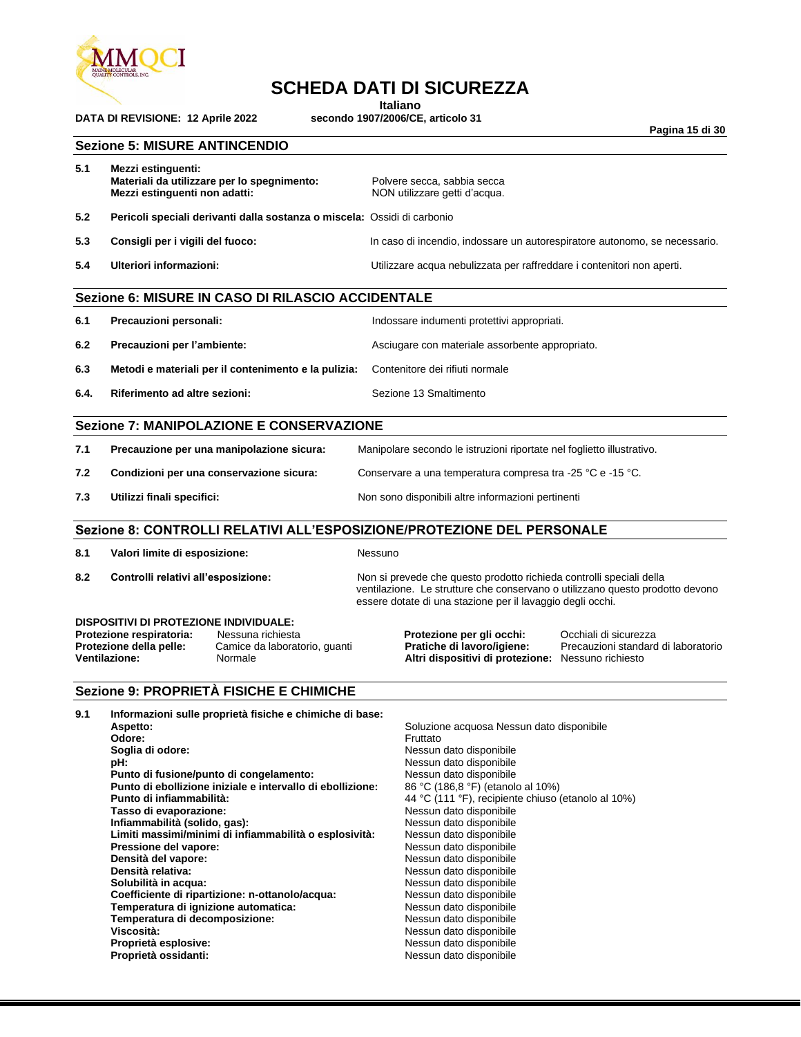## Sezione 5: MISURE ANTINCENDIO

**5.1 Mezzi estinguenti:**

| | | |
|---|---|---|
| | **Materiali da utilizzare per lo spegnimento:** | Polvere secca, sabbia secca |
| | **Mezzi estinguenti non adatti:** | NON utilizzare getti d'acqua. |
| **5.2** | **Pericoli speciali derivanti dalla sostanza o miscela:** | Ossidi di carbonio |
| **5.3** | **Consigli per i vigili del fuoco:** | In caso di incendio, indossare un autorespiratore autonomo, se necessario. |
| **5.4** | **Ulteriori informazioni:** | Utilizzare acqua nebulizzata per raffreddare i contenitori non aperti. |

## Sezione 6: MISURE IN CASO DI RILASCIO ACCIDENTALE

| | | |
|---|---|---|
| **6.1** | **Precauzioni personali:** | Indossare indumenti protettivi appropriati. |
| **6.2** | **Precauzioni per l'ambiente:** | Asciugare con materiale assorbente appropriato. |
| **6.3** | **Metodi e materiali per il contenimento e la pulizia:** | Contenitore dei rifiuti normale |
| **6.4.** | **Riferimento ad altre sezioni:** | Sezione 13 Smaltimento |

## Sezione 7: MANIPOLAZIONE E CONSERVAZIONE

| | | |
|---|---|---|
| **7.1** | **Precauzione per una manipolazione sicura:** | Manipolare secondo le istruzioni riportate nel foglietto illustrativo. |
| **7.2** | **Condizioni per una conservazione sicura:** | Conservare a una temperatura compresa tra -25 °C e -15 °C. |
| **7.3** | **Utilizzi finali specifici:** | Non sono disponibili altre informazioni pertinenti |

## Sezione 8: CONTROLLI RELATIVI ALL'ESPOSIZIONE/PROTEZIONE DEL PERSONALE

| | | |
|---|---|---|
| **8.1** | **Valori limite di esposizione:** | Nessuno |
| **8.2** | **Controlli relativi all'esposizione:** | Non si prevede che questo prodotto richieda controlli speciali della ventilazione. Le strutture che conservano o utilizzano questo prodotto devono essere dotate di una stazione per il lavaggio degli occhi. |

**DISPOSITIVI DI PROTEZIONE INDIVIDUALE:**

| | | | |
|---|---|---|---|
| **Protezione respiratoria:** | Nessuna richiesta | **Protezione per gli occhi:** | Occhiali di sicurezza |
| **Protezione della pelle:** | Camice da laboratorio, guanti | **Pratiche di lavoro/igiene:** | Precauzioni standard di laboratorio |
| **Ventilazione:** | Normale | **Altri dispositivi di protezione:** | Nessuno richiesto |

## Sezione 9: PROPRIETÀ FISICHE E CHIMICHE

**9.1 Informazioni sulle proprietà fisiche e chimiche di base:**

| | |
|---|---|
| **Aspetto:** | Soluzione acquosa Nessun dato disponibile |
| **Odore:** | Fruttato |
| **Soglia di odore:** | Nessun dato disponibile |
| **pH:** | Nessun dato disponibile |
| **Punto di fusione/punto di congelamento:** | Nessun dato disponibile |
| **Punto di ebollizione iniziale e intervallo di ebollizione:** | 86 °C (186,8 °F) (etanolo al 10%) |
| **Punto di infiammabilità:** | 44 °C (111 °F), recipiente chiuso (etanolo al 10%) |
| **Tasso di evaporazione:** | Nessun dato disponibile |
| **Infiammabilità (solido, gas):** | Nessun dato disponibile |
| **Limiti massimi/minimi di infiammabilità o esplosività:** | Nessun dato disponibile |
| **Pressione del vapore:** | Nessun dato disponibile |
| **Densità del vapore:** | Nessun dato disponibile |
| **Densità relativa:** | Nessun dato disponibile |
| **Solubilità in acqua:** | Nessun dato disponibile |
| **Coefficiente di ripartizione: n-ottanolo/acqua:** | Nessun dato disponibile |
| **Temperatura di ignizione automatica:** | Nessun dato disponibile |
| **Temperatura di decomposizione:** | Nessun dato disponibile |
| **Viscosità:** | Nessun dato disponibile |
| **Proprietà esplosive:** | Nessun dato disponibile |
| **Proprietà ossidanti:** | Nessun dato disponibile |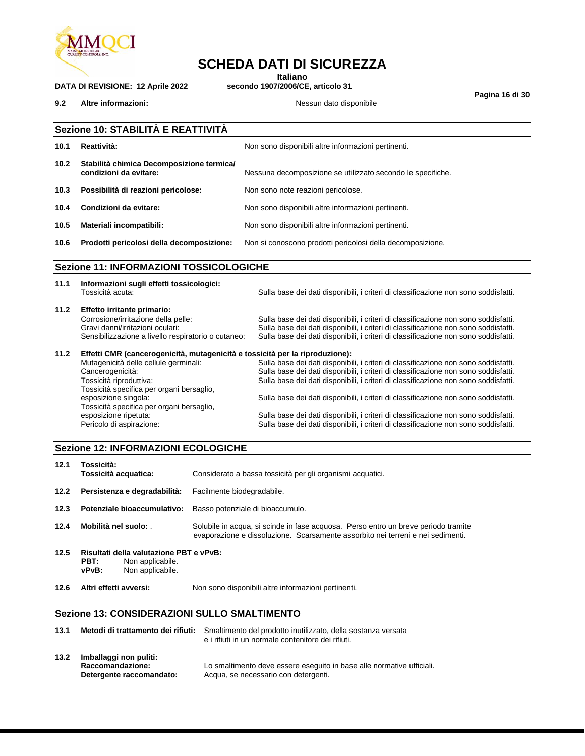**9.2 Altre informazioni:** Nessun dato disponibile

## Sezione 10: STABILITÀ E REATTIVITÀ

| | | |
|---|---|---|
| **10.1** | **Reattività:** | Non sono disponibili altre informazioni pertinenti. |
| **10.2** | **Stabilità chimica Decomposizione termica/ condizioni da evitare:** | Nessuna decomposizione se utilizzato secondo le specifiche. |
| **10.3** | **Possibilità di reazioni pericolose:** | Non sono note reazioni pericolose. |
| **10.4** | **Condizioni da evitare:** | Non sono disponibili altre informazioni pertinenti. |
| **10.5** | **Materiali incompatibili:** | Non sono disponibili altre informazioni pertinenti. |
| **10.6** | **Prodotti pericolosi della decomposizione:** | Non si conoscono prodotti pericolosi della decomposizione. |

## Sezione 11: INFORMAZIONI TOSSICOLOGICHE

**11.1 Informazioni sugli effetti tossicologici:**

| | |
|---|---|
| Tossicità acuta: | Sulla base dei dati disponibili, i criteri di classificazione non sono soddisfatti. |

**11.2 Effetto irritante primario:**

| | |
|---|---|
| Corrosione/irritazione della pelle: | Sulla base dei dati disponibili, i criteri di classificazione non sono soddisfatti. |
| Gravi danni/irritazioni oculari: | Sulla base dei dati disponibili, i criteri di classificazione non sono soddisfatti. |
| Sensibilizzazione a livello respiratorio o cutaneo: | Sulla base dei dati disponibili, i criteri di classificazione non sono soddisfatti. |

**11.2 Effetti CMR (cancerogenicità, mutagenicità e tossicità per la riproduzione):**

| | |
|---|---|
| Mutagenicità delle cellule germinali: | Sulla base dei dati disponibili, i criteri di classificazione non sono soddisfatti. |
| Cancerogenicità: | Sulla base dei dati disponibili, i criteri di classificazione non sono soddisfatti. |
| Tossicità riproduttiva: | Sulla base dei dati disponibili, i criteri di classificazione non sono soddisfatti. |
| Tossicità specifica per organi bersaglio, esposizione singola: | Sulla base dei dati disponibili, i criteri di classificazione non sono soddisfatti. |
| Tossicità specifica per organi bersaglio, esposizione ripetuta: | Sulla base dei dati disponibili, i criteri di classificazione non sono soddisfatti. |
| Pericolo di aspirazione: | Sulla base dei dati disponibili, i criteri di classificazione non sono soddisfatti. |

## Sezione 12: INFORMAZIONI ECOLOGICHE

**12.1 Tossicità:**

| | | |
|---|---|---|
| | **Tossicità acquatica:** | Considerato a bassa tossicità per gli organismi acquatici. |
| **12.2** | **Persistenza e degradabilità:** | Facilmente biodegradabile. |
| **12.3** | **Potenziale bioaccumulativo:** | Basso potenziale di bioaccumulo. |
| **12.4** | **Mobilità nel suolo:** . | Solubile in acqua, si scinde in fase acquosa. Perso entro un breve periodo tramite evaporazione e dissoluzione. Scarsamente assorbito nei terreni e nei sedimenti. |

**12.5 Risultati della valutazione PBT e vPvB:**

**PBT:** Non applicabile.
**vPvB:** Non applicabile.

**12.6 Altri effetti avversi:** Non sono disponibili altre informazioni pertinenti.

## Sezione 13: CONSIDERAZIONI SULLO SMALTIMENTO

**13.1 Metodi di trattamento dei rifiuti:** Smaltimento del prodotto inutilizzato, della sostanza versata e i rifiuti in un normale contenitore dei rifiuti.

**13.2 Imballaggi non puliti:**

| | |
|---|---|
| **Raccomandazione:** | Lo smaltimento deve essere eseguito in base alle normative ufficiali. |
| **Detergente raccomandato:** | Acqua, se necessario con detergenti. |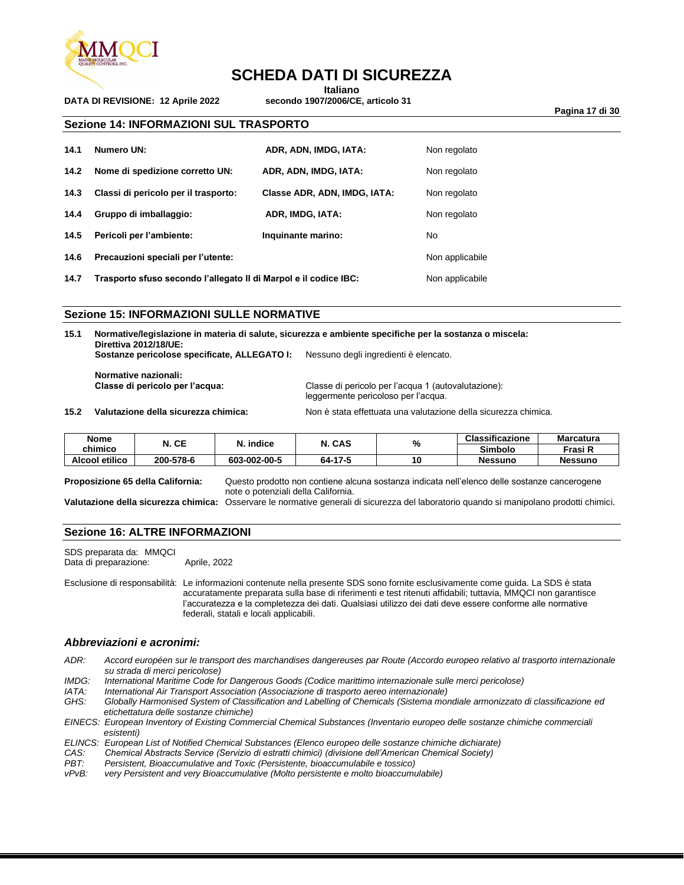## Sezione 14: INFORMAZIONI SUL TRASPORTO

| | | | |
|---|---|---|---|
| **14.1** | **Numero UN:** | **ADR, ADN, IMDG, IATA:** | Non regolato |
| **14.2** | **Nome di spedizione corretto UN:** | **ADR, ADN, IMDG, IATA:** | Non regolato |
| **14.3** | **Classi di pericolo per il trasporto:** | **Classe ADR, ADN, IMDG, IATA:** | Non regolato |
| **14.4** | **Gruppo di imballaggio:** | **ADR, IMDG, IATA:** | Non regolato |
| **14.5** | **Pericoli per l'ambiente:** | **Inquinante marino:** | No |
| **14.6** | **Precauzioni speciali per l'utente:** | | Non applicabile |
| **14.7** | **Trasporto sfuso secondo l'allegato II di Marpol e il codice IBC:** | | Non applicabile |

## Sezione 15: INFORMAZIONI SULLE NORMATIVE

**15.1 Normative/legislazione in materia di salute, sicurezza e ambiente specifiche per la sostanza o miscela:**
**Direttiva 2012/18/UE:**
**Sostanze pericolose specificate, ALLEGATO I:** Nessuno degli ingredienti è elencato.

**Normative nazionali:**
**Classe di pericolo per l'acqua:** Classe di pericolo per l'acqua 1 (autovalutazione): leggermente pericoloso per l'acqua.

**15.2 Valutazione della sicurezza chimica:** Non è stata effettuata una valutazione della sicurezza chimica.

| Nome chimico | N. CE | N. indice | N. CAS | % | Classificazione | Marcatura |
|---|---|---|---|---|---|---|
| | | | | | Simbolo | Frasi R |
| Alcool etilico | 200-578-6 | 603-002-00-5 | 64-17-5 | 10 | Nessuno | Nessuno |

**Proposizione 65 della California:** Questo prodotto non contiene alcuna sostanza indicata nell'elenco delle sostanze cancerogene note o potenziali della California.

**Valutazione della sicurezza chimica:** Osservare le normative generali di sicurezza del laboratorio quando si manipolano prodotti chimici.

## Sezione 16: ALTRE INFORMAZIONI

SDS preparata da: MMQCI
Data di preparazione: Aprile, 2022

Esclusione di responsabilità: Le informazioni contenute nella presente SDS sono fornite esclusivamente come guida. La SDS è stata accuratamente preparata sulla base di riferimenti e test ritenuti affidabili; tuttavia, MMQCI non garantisce l'accuratezza e la completezza dei dati. Qualsiasi utilizzo dei dati deve essere conforme alle normative federali, statali e locali applicabili.

### *Abbreviazioni e acronimi:*

*ADR: Accord européen sur le transport des marchandises dangereuses par Route (Accordo europeo relativo al trasporto internazionale su strada di merci pericolose)*
*IMDG: International Maritime Code for Dangerous Goods (Codice marittimo internazionale sulle merci pericolose)*
*IATA: International Air Transport Association (Associazione di trasporto aereo internazionale)*
*GHS: Globally Harmonised System of Classification and Labelling of Chemicals (Sistema mondiale armonizzato di classificazione ed etichettatura delle sostanze chimiche)*
*EINECS: European Inventory of Existing Commercial Chemical Substances (Inventario europeo delle sostanze chimiche commerciali esistenti)*
*ELINCS: European List of Notified Chemical Substances (Elenco europeo delle sostanze chimiche dichiarate)*
*CAS: Chemical Abstracts Service (Servizio di estratti chimici) (divisione dell'American Chemical Society)*
*PBT: Persistent, Bioaccumulative and Toxic (Persistente, bioaccumulabile e tossico)*
*vPvB: very Persistent and very Bioaccumulative (Molto persistente e molto bioaccumulabile)*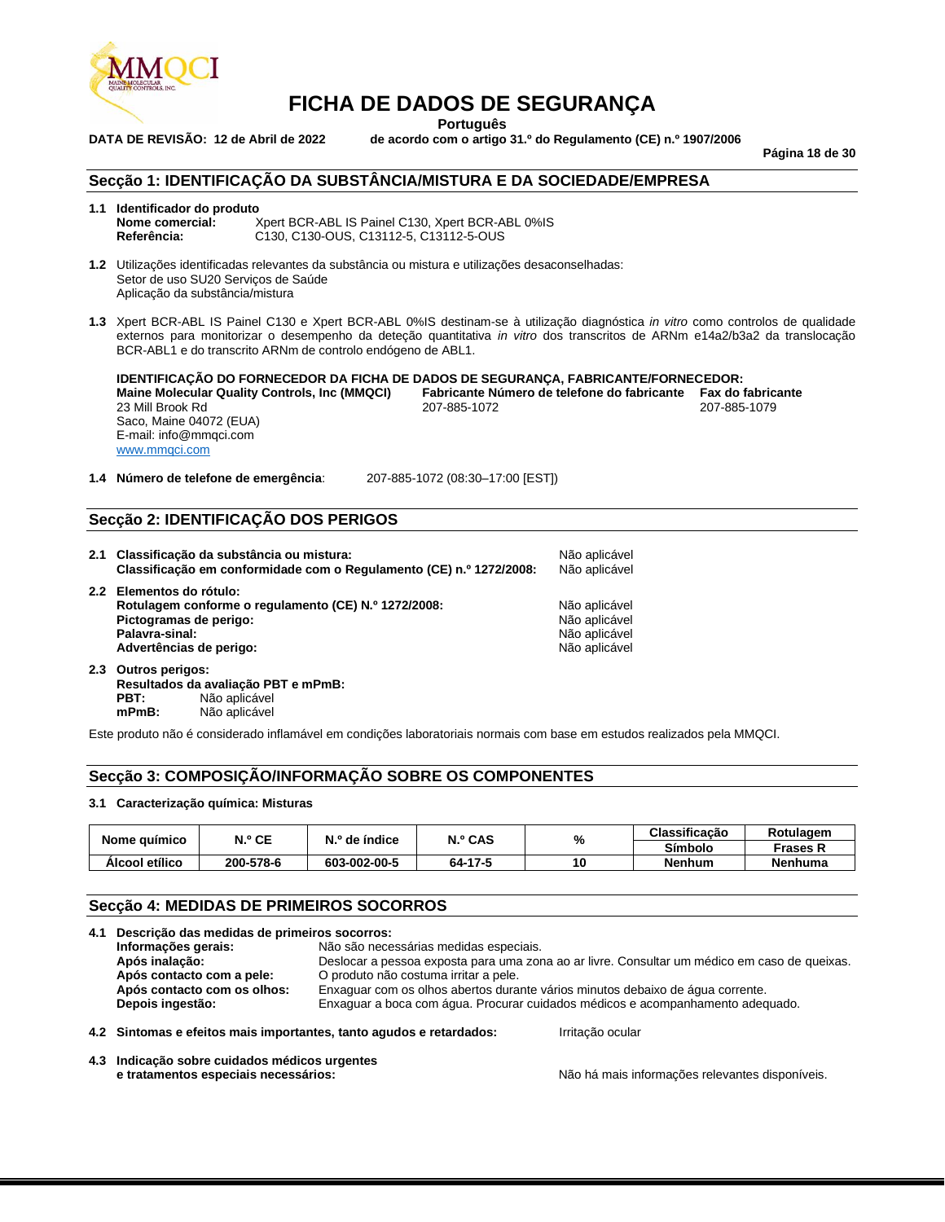# FICHA DE DADOS DE SEGURANÇA

**Português**

**DATA DE REVISÃO: 12 de Abril de 2022** **de acordo com o artigo 31.º do Regulamento (CE) n.º 1907/2006**

## Secção 1: IDENTIFICAÇÃO DA SUBSTÂNCIA/MISTURA E DA SOCIEDADE/EMPRESA

**1.1 Identificador do produto**

**Nome comercial:** Xpert BCR-ABL IS Painel C130, Xpert BCR-ABL 0%IS
**Referência:** C130, C130-OUS, C13112-5, C13112-5-OUS

**1.2** Utilizações identificadas relevantes da substância ou mistura e utilizações desaconselhadas:
Setor de uso SU20 Serviços de Saúde
Aplicação da substância/mistura

**1.3** Xpert BCR-ABL IS Painel C130 e Xpert BCR-ABL 0%IS destinam-se à utilização diagnóstica *in vitro* como controlos de qualidade externos para monitorizar o desempenho da deteção quantitativa *in vitro* dos transcritos de ARNm e14a2/b3a2 da translocação BCR-ABL1 e do transcrito ARNm de controlo endógeno de ABL1.

**IDENTIFICAÇÃO DO FORNECEDOR DA FICHA DE DADOS DE SEGURANÇA, FABRICANTE/FORNECEDOR:**

**Maine Molecular Quality Controls, Inc (MMQCI)**
23 Mill Brook Rd
Saco, Maine 04072 (EUA)
E-mail: info@mmqci.com
www.mmqci.com

**Fabricante Número de telefone do fabricante:** 207-885-1072
**Fax do fabricante:** 207-885-1079

**1.4 Número de telefone de emergência**: 207-885-1072 (08:30–17:00 [EST])

## Secção 2: IDENTIFICAÇÃO DOS PERIGOS

**2.1 Classificação da substância ou mistura:** Não aplicável
**Classificação em conformidade com o Regulamento (CE) n.º 1272/2008:** Não aplicável

**2.2 Elementos do rótulo:**
**Rotulagem conforme o regulamento (CE) N.º 1272/2008:** Não aplicável
**Pictogramas de perigo:** Não aplicável
**Palavra-sinal:** Não aplicável
**Advertências de perigo:** Não aplicável

**2.3 Outros perigos:**
**Resultados da avaliação PBT e mPmB:**
**PBT:** Não aplicável
**mPmB:** Não aplicável

Este produto não é considerado inflamável em condições laboratoriais normais com base em estudos realizados pela MMQCI.

## Secção 3: COMPOSIÇÃO/INFORMAÇÃO SOBRE OS COMPONENTES

**3.1 Caracterização química: Misturas**

| Nome químico | N.º CE | N.º de índice | N.º CAS | % | Classificação Símbolo | Rotulagem Frases R |
|---|---|---|---|---|---|---|
| **Álcool etílico** | **200-578-6** | **603-002-00-5** | **64-17-5** | **10** | **Nenhum** | **Nenhuma** |

## Secção 4: MEDIDAS DE PRIMEIROS SOCORROS

**4.1 Descrição das medidas de primeiros socorros:**

**Informações gerais:** Não são necessárias medidas especiais.
**Após inalação:** Deslocar a pessoa exposta para uma zona ao ar livre. Consultar um médico em caso de queixas.
**Após contacto com a pele:** O produto não costuma irritar a pele.
**Após contacto com os olhos:** Enxaguar com os olhos abertos durante vários minutos debaixo de água corrente.
**Depois ingestão:** Enxaguar a boca com água. Procurar cuidados médicos e acompanhamento adequado.

**4.2 Sintomas e efeitos mais importantes, tanto agudos e retardados:** Irritação ocular

**4.3 Indicação sobre cuidados médicos urgentes e tratamentos especiais necessários:** Não há mais informações relevantes disponíveis.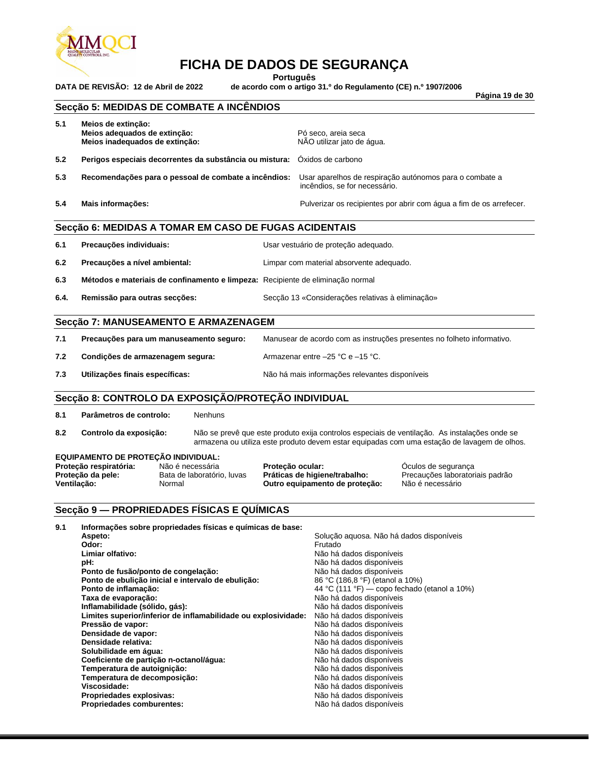## Secção 5: MEDIDAS DE COMBATE A INCÊNDIOS

**5.1 Meios de extinção:**

| | |
|---|---|
| **Meios adequados de extinção:** | Pó seco, areia seca |
| **Meios inadequados de extinção:** | NÃO utilizar jato de água. |

**5.2 Perigos especiais decorrentes da substância ou mistura:** Óxidos de carbono

**5.3 Recomendações para o pessoal de combate a incêndios:** Usar aparelhos de respiração autónomos para o combate a incêndios, se for necessário.

**5.4 Mais informações:** Pulverizar os recipientes por abrir com água a fim de os arrefecer.

## Secção 6: MEDIDAS A TOMAR EM CASO DE FUGAS ACIDENTAIS

**6.1 Precauções individuais:** Usar vestuário de proteção adequado.

**6.2 Precauções a nível ambiental:** Limpar com material absorvente adequado.

**6.3 Métodos e materiais de confinamento e limpeza:** Recipiente de eliminação normal

**6.4. Remissão para outras secções:** Secção 13 «Considerações relativas à eliminação»

## Secção 7: MANUSEAMENTO E ARMAZENAGEM

**7.1 Precauções para um manuseamento seguro:** Manusear de acordo com as instruções presentes no folheto informativo.

**7.2 Condições de armazenagem segura:** Armazenar entre –25 °C e –15 °C.

**7.3 Utilizações finais específicas:** Não há mais informações relevantes disponíveis

## Secção 8: CONTROLO DA EXPOSIÇÃO/PROTEÇÃO INDIVIDUAL

**8.1 Parâmetros de controlo:** Nenhuns

**8.2 Controlo da exposição:** Não se prevê que este produto exija controlos especiais de ventilação. As instalações onde se armazena ou utiliza este produto devem estar equipadas com uma estação de lavagem de olhos.

**EQUIPAMENTO DE PROTEÇÃO INDIVIDUAL:**

| | | | |
|---|---|---|---|
| **Proteção respiratória:** | Não é necessária | **Proteção ocular:** | Óculos de segurança |
| **Proteção da pele:** | Bata de laboratório, luvas | **Práticas de higiene/trabalho:** | Precauções laboratoriais padrão |
| **Ventilação:** | Normal | **Outro equipamento de proteção:** | Não é necessário |

## Secção 9 — PROPRIEDADES FÍSICAS E QUÍMICAS

**9.1 Informações sobre propriedades físicas e químicas de base:**

| | |
|---|---|
| **Aspeto:** | Solução aquosa. Não há dados disponíveis |
| **Odor:** | Frutado |
| **Limiar olfativo:** | Não há dados disponíveis |
| **pH:** | Não há dados disponíveis |
| **Ponto de fusão/ponto de congelação:** | Não há dados disponíveis |
| **Ponto de ebulição inicial e intervalo de ebulição:** | 86 °C (186,8 °F) (etanol a 10%) |
| **Ponto de inflamação:** | 44 °C (111 °F) — copo fechado (etanol a 10%) |
| **Taxa de evaporação:** | Não há dados disponíveis |
| **Inflamabilidade (sólido, gás):** | Não há dados disponíveis |
| **Limites superior/inferior de inflamabilidade ou explosividade:** | Não há dados disponíveis |
| **Pressão de vapor:** | Não há dados disponíveis |
| **Densidade de vapor:** | Não há dados disponíveis |
| **Densidade relativa:** | Não há dados disponíveis |
| **Solubilidade em água:** | Não há dados disponíveis |
| **Coeficiente de partição n-octanol/água:** | Não há dados disponíveis |
| **Temperatura de autoignição:** | Não há dados disponíveis |
| **Temperatura de decomposição:** | Não há dados disponíveis |
| **Viscosidade:** | Não há dados disponíveis |
| **Propriedades explosivas:** | Não há dados disponíveis |
| **Propriedades comburentes:** | Não há dados disponíveis |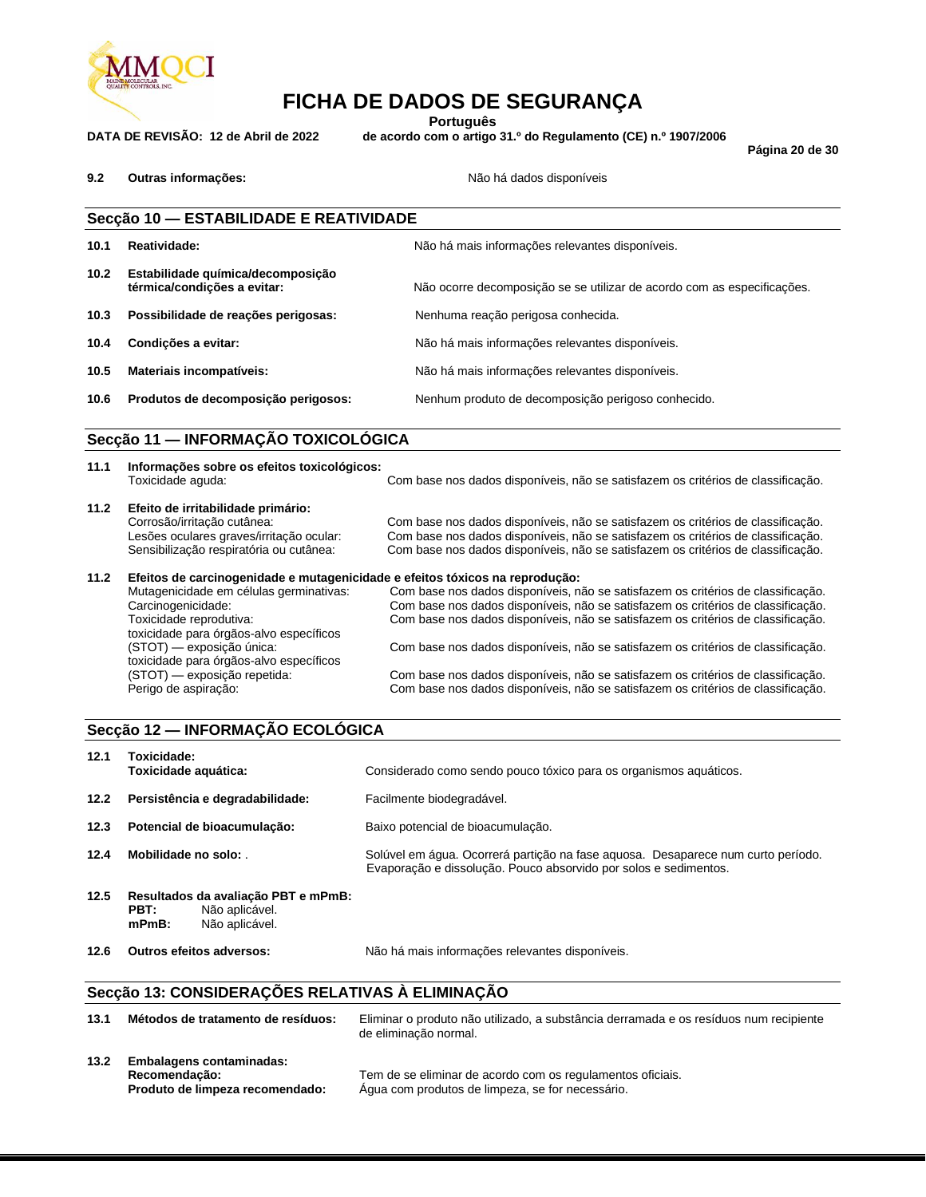**9.2 Outras informações:** Não há dados disponíveis

## Secção 10 — ESTABILIDADE E REATIVIDADE

| | | |
|---|---|---|
| 10.1 | **Reatividade:** | Não há mais informações relevantes disponíveis. |
| 10.2 | **Estabilidade química/decomposição térmica/condições a evitar:** | Não ocorre decomposição se se utilizar de acordo com as especificações. |
| 10.3 | **Possibilidade de reações perigosas:** | Nenhuma reação perigosa conhecida. |
| 10.4 | **Condições a evitar:** | Não há mais informações relevantes disponíveis. |
| 10.5 | **Materiais incompatíveis:** | Não há mais informações relevantes disponíveis. |
| 10.6 | **Produtos de decomposição perigosos:** | Nenhum produto de decomposição perigoso conhecido. |

## Secção 11 — INFORMAÇÃO TOXICOLÓGICA

**11.1 Informações sobre os efeitos toxicológicos:**

| | |
|---|---|
| Toxicidade aguda: | Com base nos dados disponíveis, não se satisfazem os critérios de classificação. |

**11.2 Efeito de irritabilidade primário:**

| | |
|---|---|
| Corrosão/irritação cutânea: | Com base nos dados disponíveis, não se satisfazem os critérios de classificação. |
| Lesões oculares graves/irritação ocular: | Com base nos dados disponíveis, não se satisfazem os critérios de classificação. |
| Sensibilização respiratória ou cutânea: | Com base nos dados disponíveis, não se satisfazem os critérios de classificação. |

**11.2 Efeitos de carcinogenidade e mutagenicidade e efeitos tóxicos na reprodução:**

| | |
|---|---|
| Mutagenicidade em células germinativas: | Com base nos dados disponíveis, não se satisfazem os critérios de classificação. |
| Carcinogenicidade: | Com base nos dados disponíveis, não se satisfazem os critérios de classificação. |
| Toxicidade reprodutiva: | Com base nos dados disponíveis, não se satisfazem os critérios de classificação. |
| toxicidade para órgãos-alvo específicos (STOT) — exposição única: | Com base nos dados disponíveis, não se satisfazem os critérios de classificação. |
| toxicidade para órgãos-alvo específicos (STOT) — exposição repetida: | Com base nos dados disponíveis, não se satisfazem os critérios de classificação. |
| Perigo de aspiração: | Com base nos dados disponíveis, não se satisfazem os critérios de classificação. |

## Secção 12 — INFORMAÇÃO ECOLÓGICA

| | | |
|---|---|---|
| 12.1 | **Toxicidade:** **Toxicidade aquática:** | Considerado como sendo pouco tóxico para os organismos aquáticos. |
| 12.2 | **Persistência e degradabilidade:** | Facilmente biodegradável. |
| 12.3 | **Potencial de bioacumulação:** | Baixo potencial de bioacumulação. |
| 12.4 | **Mobilidade no solo:** . | Solúvel em água. Ocorrerá partição na fase aquosa. Desaparece num curto período. Evaporação e dissolução. Pouco absorvido por solos e sedimentos. |

**12.5 Resultados da avaliação PBT e mPmB:**
**PBT:** Não aplicável.
**mPmB:** Não aplicável.

**12.6 Outros efeitos adversos:** Não há mais informações relevantes disponíveis.

## Secção 13: CONSIDERAÇÕES RELATIVAS À ELIMINAÇÃO

**13.1 Métodos de tratamento de resíduos:** Eliminar o produto não utilizado, a substância derramada e os resíduos num recipiente de eliminação normal.

**13.2 Embalagens contaminadas:**
**Recomendação:** Tem de se eliminar de acordo com os regulamentos oficiais.
**Produto de limpeza recomendado:** Água com produtos de limpeza, se for necessário.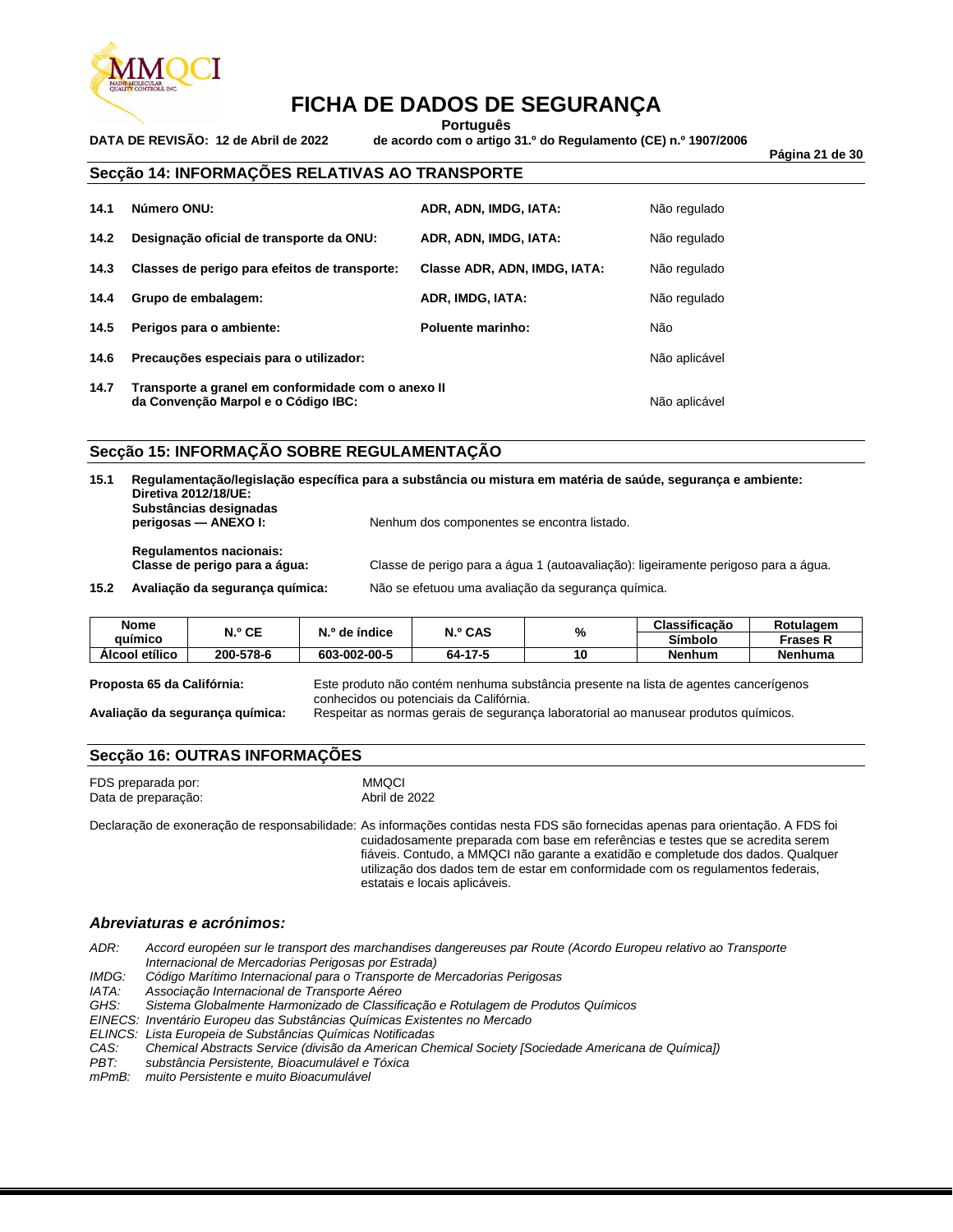## Secção 14: INFORMAÇÕES RELATIVAS AO TRANSPORTE

| | | | |
|---|---|---|---|
| **14.1** | **Número ONU:** | **ADR, ADN, IMDG, IATA:** | Não regulado |
| **14.2** | **Designação oficial de transporte da ONU:** | **ADR, ADN, IMDG, IATA:** | Não regulado |
| **14.3** | **Classes de perigo para efeitos de transporte:** | **Classe ADR, ADN, IMDG, IATA:** | Não regulado |
| **14.4** | **Grupo de embalagem:** | **ADR, IMDG, IATA:** | Não regulado |
| **14.5** | **Perigos para o ambiente:** | **Poluente marinho:** | Não |
| **14.6** | **Precauções especiais para o utilizador:** | | Não aplicável |
| **14.7** | **Transporte a granel em conformidade com o anexo II da Convenção Marpol e o Código IBC:** | | Não aplicável |

## Secção 15: INFORMAÇÃO SOBRE REGULAMENTAÇÃO

**15.1 Regulamentação/legislação específica para a substância ou mistura em matéria de saúde, segurança e ambiente:**

**Diretiva 2012/18/UE:**

**Substâncias designadas perigosas — ANEXO I:** Nenhum dos componentes se encontra listado.

**Regulamentos nacionais:**

**Classe de perigo para a água:** Classe de perigo para a água 1 (autoavaliação): ligeiramente perigoso para a água.

**15.2 Avaliação da segurança química:** Não se efetuou uma avaliação da segurança química.

| Nome químico | N.º CE | N.º de índice | N.º CAS | % | Classificação | Rotulagem |
|---|---|---|---|---|---|---|
| | | | | | Símbolo | Frases R |
| Álcool etílico | 200-578-6 | 603-002-00-5 | 64-17-5 | 10 | Nenhum | Nenhuma |

**Proposta 65 da Califórnia:** Este produto não contém nenhuma substância presente na lista de agentes cancerígenos conhecidos ou potenciais da Califórnia.

**Avaliação da segurança química:** Respeitar as normas gerais de segurança laboratorial ao manusear produtos químicos.

## Secção 16: OUTRAS INFORMAÇÕES

FDS preparada por: MMQCI

Data de preparação: Abril de 2022

Declaração de exoneração de responsabilidade: As informações contidas nesta FDS são fornecidas apenas para orientação. A FDS foi cuidadosamente preparada com base em referências e testes que se acredita serem fiáveis. Contudo, a MMQCI não garante a exatidão e completude dos dados. Qualquer utilização dos dados tem de estar em conformidade com os regulamentos federais, estatais e locais aplicáveis.

### *Abreviaturas e acrónimos:*

*ADR: Accord européen sur le transport des marchandises dangereuses par Route (Acordo Europeu relativo ao Transporte Internacional de Mercadorias Perigosas por Estrada)*
*IMDG: Código Marítimo Internacional para o Transporte de Mercadorias Perigosas*
*IATA: Associação Internacional de Transporte Aéreo*
*GHS: Sistema Globalmente Harmonizado de Classificação e Rotulagem de Produtos Químicos*
*EINECS: Inventário Europeu das Substâncias Químicas Existentes no Mercado*
*ELINCS: Lista Europeia de Substâncias Químicas Notificadas*
*CAS: Chemical Abstracts Service (divisão da American Chemical Society [Sociedade Americana de Química])*
*PBT: substância Persistente, Bioacumulável e Tóxica*
*mPmB: muito Persistente e muito Bioacumulável*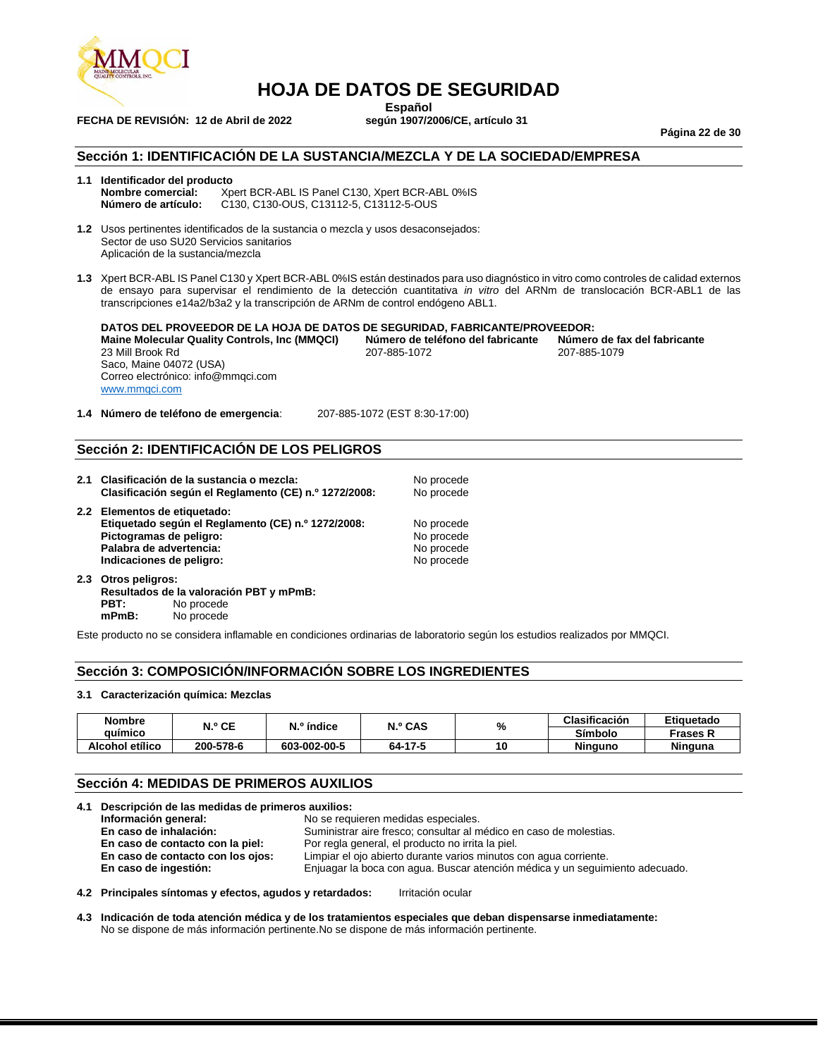# HOJA DE DATOS DE SEGURIDAD

**Español**

**FECHA DE REVISIÓN: 12 de Abril de 2022** **según 1907/2006/CE, artículo 31**

## Sección 1: IDENTIFICACIÓN DE LA SUSTANCIA/MEZCLA Y DE LA SOCIEDAD/EMPRESA

**1.1 Identificador del producto**
**Nombre comercial:** Xpert BCR-ABL IS Panel C130, Xpert BCR-ABL 0%IS
**Número de artículo:** C130, C130-OUS, C13112-5, C13112-5-OUS

**1.2** Usos pertinentes identificados de la sustancia o mezcla y usos desaconsejados:
Sector de uso SU20 Servicios sanitarios
Aplicación de la sustancia/mezcla

**1.3** Xpert BCR-ABL IS Panel C130 y Xpert BCR-ABL 0%IS están destinados para uso diagnóstico in vitro como controles de calidad externos de ensayo para supervisar el rendimiento de la detección cuantitativa *in vitro* del ARNm de translocación BCR-ABL1 de las transcripciones e14a2/b3a2 y la transcripción de ARNm de control endógeno ABL1.

**DATOS DEL PROVEEDOR DE LA HOJA DE DATOS DE SEGURIDAD, FABRICANTE/PROVEEDOR:**

**Maine Molecular Quality Controls, Inc (MMQCI)**
23 Mill Brook Rd
Saco, Maine 04072 (USA)
Correo electrónico: info@mmqci.com
www.mmqci.com

**Número de teléfono del fabricante**
207-885-1072

**Número de fax del fabricante**
207-885-1079

**1.4 Número de teléfono de emergencia**: 207-885-1072 (EST 8:30-17:00)

## Sección 2: IDENTIFICACIÓN DE LOS PELIGROS

**2.1 Clasificación de la sustancia o mezcla:** No procede
**Clasificación según el Reglamento (CE) n.º 1272/2008:** No procede

**2.2 Elementos de etiquetado:**
**Etiquetado según el Reglamento (CE) n.º 1272/2008:** No procede
**Pictogramas de peligro:** No procede
**Palabra de advertencia:** No procede
**Indicaciones de peligro:** No procede

**2.3 Otros peligros:**
**Resultados de la valoración PBT y mPmB:**
**PBT:** No procede
**mPmB:** No procede

Este producto no se considera inflamable en condiciones ordinarias de laboratorio según los estudios realizados por MMQCI.

## Sección 3: COMPOSICIÓN/INFORMACIÓN SOBRE LOS INGREDIENTES

**3.1 Caracterización química: Mezclas**

| Nombre químico | N.º CE | N.º índice | N.º CAS | % | Clasificación Símbolo | Etiquetado Frases R |
|---|---|---|---|---|---|---|
| Alcohol etílico | 200-578-6 | 603-002-00-5 | 64-17-5 | 10 | Ninguno | Ninguna |

## Sección 4: MEDIDAS DE PRIMEROS AUXILIOS

**4.1 Descripción de las medidas de primeros auxilios:**
**Información general:** No se requieren medidas especiales.
**En caso de inhalación:** Suministrar aire fresco; consultar al médico en caso de molestias.
**En caso de contacto con la piel:** Por regla general, el producto no irrita la piel.
**En caso de contacto con los ojos:** Limpiar el ojo abierto durante varios minutos con agua corriente.
**En caso de ingestión:** Enjuagar la boca con agua. Buscar atención médica y un seguimiento adecuado.

**4.2 Principales síntomas y efectos, agudos y retardados:** Irritación ocular

**4.3 Indicación de toda atención médica y de los tratamientos especiales que deban dispensarse inmediatamente:**
No se dispone de más información pertinente.No se dispone de más información pertinente.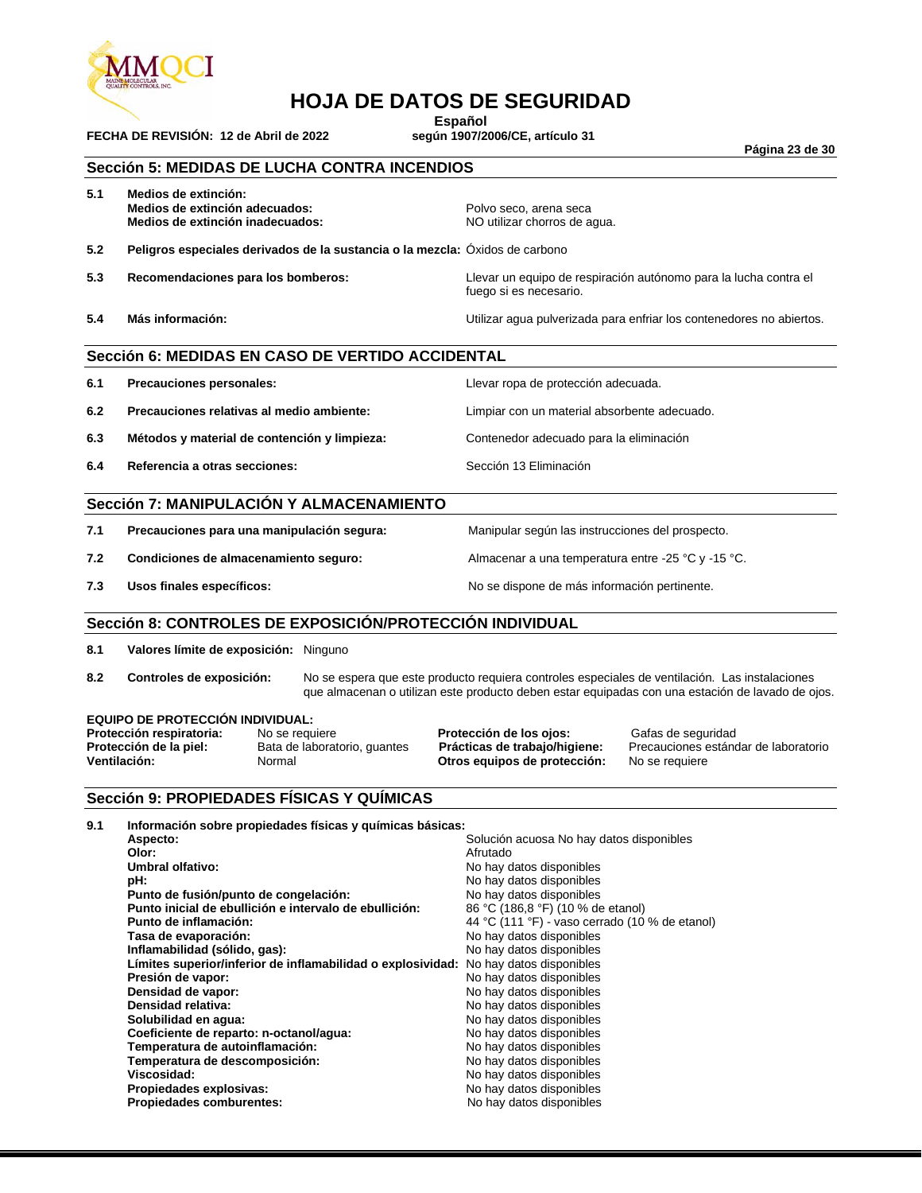## Sección 5: MEDIDAS DE LUCHA CONTRA INCENDIOS

| | | |
|---|---|---|
| **5.1** | **Medios de extinción:** | |
| | **Medios de extinción adecuados:** | Polvo seco, arena seca |
| | **Medios de extinción inadecuados:** | NO utilizar chorros de agua. |
| **5.2** | **Peligros especiales derivados de la sustancia o la mezcla:** | Óxidos de carbono |
| **5.3** | **Recomendaciones para los bomberos:** | Llevar un equipo de respiración autónomo para la lucha contra el fuego si es necesario. |
| **5.4** | **Más información:** | Utilizar agua pulverizada para enfriar los contenedores no abiertos. |

## Sección 6: MEDIDAS EN CASO DE VERTIDO ACCIDENTAL

| | | |
|---|---|---|
| **6.1** | **Precauciones personales:** | Llevar ropa de protección adecuada. |
| **6.2** | **Precauciones relativas al medio ambiente:** | Limpiar con un material absorbente adecuado. |
| **6.3** | **Métodos y material de contención y limpieza:** | Contenedor adecuado para la eliminación |
| **6.4** | **Referencia a otras secciones:** | Sección 13 Eliminación |

## Sección 7: MANIPULACIÓN Y ALMACENAMIENTO

| | | |
|---|---|---|
| **7.1** | **Precauciones para una manipulación segura:** | Manipular según las instrucciones del prospecto. |
| **7.2** | **Condiciones de almacenamiento seguro:** | Almacenar a una temperatura entre -25 °C y -15 °C. |
| **7.3** | **Usos finales específicos:** | No se dispone de más información pertinente. |

## Sección 8: CONTROLES DE EXPOSICIÓN/PROTECCIÓN INDIVIDUAL

**8.1** **Valores límite de exposición:** Ninguno

**8.2** **Controles de exposición:** No se espera que este producto requiera controles especiales de ventilación. Las instalaciones que almacenan o utilizan este producto deben estar equipadas con una estación de lavado de ojos.

**EQUIPO DE PROTECCIÓN INDIVIDUAL:**

| | | | |
|---|---|---|---|
| **Protección respiratoria:** | No se requiere | **Protección de los ojos:** | Gafas de seguridad |
| **Protección de la piel:** | Bata de laboratorio, guantes | **Prácticas de trabajo/higiene:** | Precauciones estándar de laboratorio |
| **Ventilación:** | Normal | **Otros equipos de protección:** | No se requiere |

## Sección 9: PROPIEDADES FÍSICAS Y QUÍMICAS

**9.1** **Información sobre propiedades físicas y químicas básicas:**

| | |
|---|---|
| **Aspecto:** | Solución acuosa No hay datos disponibles |
| **Olor:** | Afrutado |
| **Umbral olfativo:** | No hay datos disponibles |
| **pH:** | No hay datos disponibles |
| **Punto de fusión/punto de congelación:** | No hay datos disponibles |
| **Punto inicial de ebullición e intervalo de ebullición:** | 86 °C (186,8 °F) (10 % de etanol) |
| **Punto de inflamación:** | 44 °C (111 °F) - vaso cerrado (10 % de etanol) |
| **Tasa de evaporación:** | No hay datos disponibles |
| **Inflamabilidad (sólido, gas):** | No hay datos disponibles |
| **Límites superior/inferior de inflamabilidad o explosividad:** | No hay datos disponibles |
| **Presión de vapor:** | No hay datos disponibles |
| **Densidad de vapor:** | No hay datos disponibles |
| **Densidad relativa:** | No hay datos disponibles |
| **Solubilidad en agua:** | No hay datos disponibles |
| **Coeficiente de reparto: n-octanol/agua:** | No hay datos disponibles |
| **Temperatura de autoinflamación:** | No hay datos disponibles |
| **Temperatura de descomposición:** | No hay datos disponibles |
| **Viscosidad:** | No hay datos disponibles |
| **Propiedades explosivas:** | No hay datos disponibles |
| **Propiedades comburentes:** | No hay datos disponibles |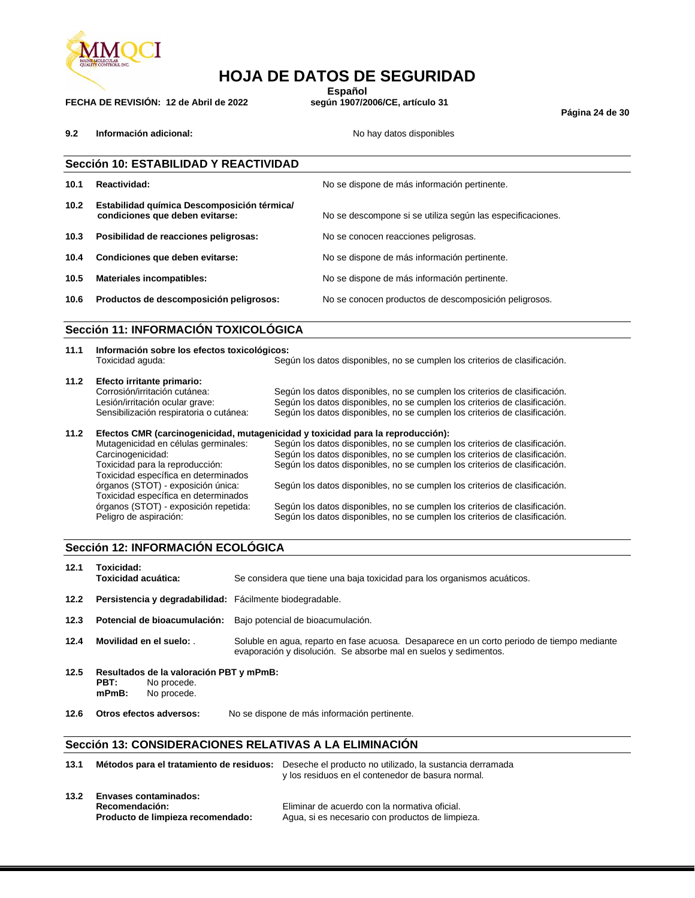**9.2 Información adicional:** No hay datos disponibles

## Sección 10: ESTABILIDAD Y REACTIVIDAD

**10.1 Reactividad:** No se dispone de más información pertinente.

**10.2 Estabilidad química Descomposición térmica/ condiciones que deben evitarse:** No se descompone si se utiliza según las especificaciones.

**10.3 Posibilidad de reacciones peligrosas:** No se conocen reacciones peligrosas.

**10.4 Condiciones que deben evitarse:** No se dispone de más información pertinente.

**10.5 Materiales incompatibles:** No se dispone de más información pertinente.

**10.6 Productos de descomposición peligrosos:** No se conocen productos de descomposición peligrosos.

## Sección 11: INFORMACIÓN TOXICOLÓGICA

**11.1 Información sobre los efectos toxicológicos:**

Toxicidad aguda: Según los datos disponibles, no se cumplen los criterios de clasificación.

**11.2 Efecto irritante primario:**

Corrosión/irritación cutánea: Según los datos disponibles, no se cumplen los criterios de clasificación.
Lesión/irritación ocular grave: Según los datos disponibles, no se cumplen los criterios de clasificación.
Sensibilización respiratoria o cutánea: Según los datos disponibles, no se cumplen los criterios de clasificación.

**11.2 Efectos CMR (carcinogenicidad, mutagenicidad y toxicidad para la reproducción):**

Mutagenicidad en células germinales: Según los datos disponibles, no se cumplen los criterios de clasificación.
Carcinogenicidad: Según los datos disponibles, no se cumplen los criterios de clasificación.
Toxicidad para la reproducción: Según los datos disponibles, no se cumplen los criterios de clasificación.
Toxicidad específica en determinados órganos (STOT) - exposición única: Según los datos disponibles, no se cumplen los criterios de clasificación.
Toxicidad específica en determinados órganos (STOT) - exposición repetida: Según los datos disponibles, no se cumplen los criterios de clasificación.
Peligro de aspiración: Según los datos disponibles, no se cumplen los criterios de clasificación.

## Sección 12: INFORMACIÓN ECOLÓGICA

**12.1 Toxicidad:**
**Toxicidad acuática:** Se considera que tiene una baja toxicidad para los organismos acuáticos.

**12.2 Persistencia y degradabilidad:** Fácilmente biodegradable.

**12.3 Potencial de bioacumulación:** Bajo potencial de bioacumulación.

**12.4 Movilidad en el suelo:** . Soluble en agua, reparto en fase acuosa. Desaparece en un corto periodo de tiempo mediante evaporación y disolución. Se absorbe mal en suelos y sedimentos.

**12.5 Resultados de la valoración PBT y mPmB:**
**PBT:** No procede.
**mPmB:** No procede.

**12.6 Otros efectos adversos:** No se dispone de más información pertinente.

## Sección 13: CONSIDERACIONES RELATIVAS A LA ELIMINACIÓN

**13.1 Métodos para el tratamiento de residuos:** Deseche el producto no utilizado, la sustancia derramada y los residuos en el contenedor de basura normal.

**13.2 Envases contaminados:**
**Recomendación:** Eliminar de acuerdo con la normativa oficial.
**Producto de limpieza recomendado:** Agua, si es necesario con productos de limpieza.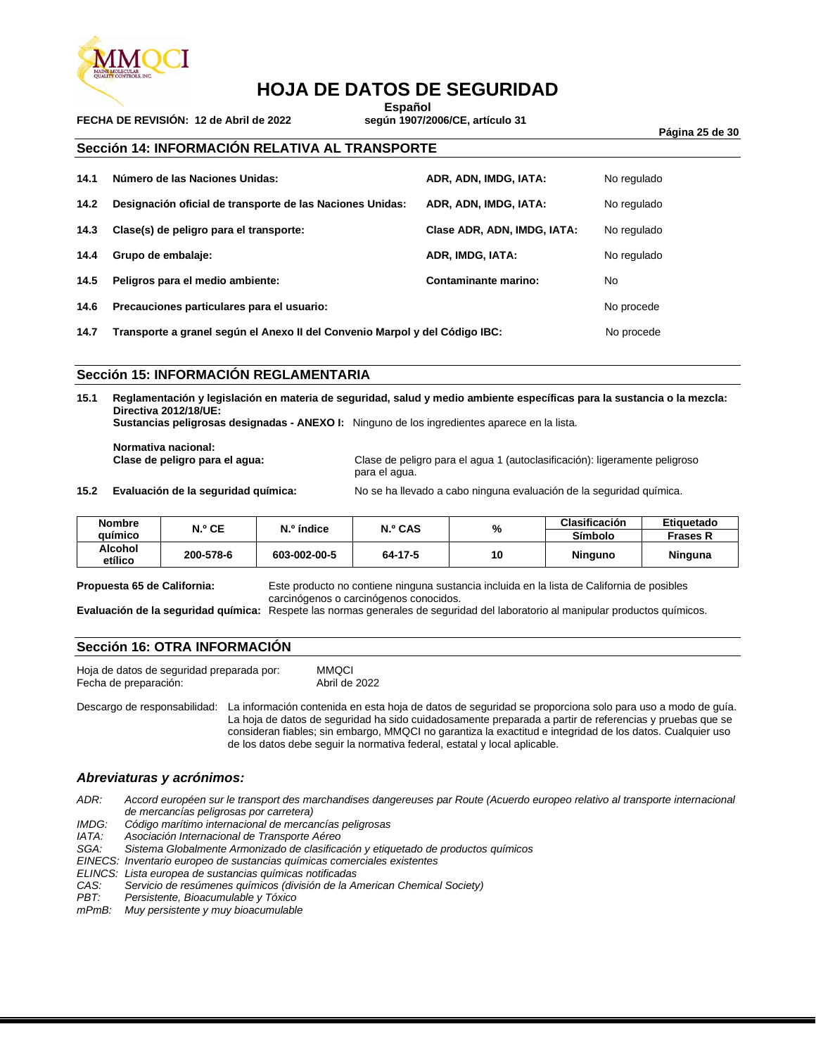## Sección 14: INFORMACIÓN RELATIVA AL TRANSPORTE

| | | | |
|---|---|---|---|
| **14.1** | **Número de las Naciones Unidas:** | **ADR, ADN, IMDG, IATA:** | No regulado |
| **14.2** | **Designación oficial de transporte de las Naciones Unidas:** | **ADR, ADN, IMDG, IATA:** | No regulado |
| **14.3** | **Clase(s) de peligro para el transporte:** | **Clase ADR, ADN, IMDG, IATA:** | No regulado |
| **14.4** | **Grupo de embalaje:** | **ADR, IMDG, IATA:** | No regulado |
| **14.5** | **Peligros para el medio ambiente:** | **Contaminante marino:** | No |
| **14.6** | **Precauciones particulares para el usuario:** | | No procede |
| **14.7** | **Transporte a granel según el Anexo II del Convenio Marpol y del Código IBC:** | | No procede |

## Sección 15: INFORMACIÓN REGLAMENTARIA

**15.1 Reglamentación y legislación en materia de seguridad, salud y medio ambiente específicas para la sustancia o la mezcla:**
**Directiva 2012/18/UE:**
**Sustancias peligrosas designadas - ANEXO I:** Ninguno de los ingredientes aparece en la lista.

**Normativa nacional:**
**Clase de peligro para el agua:** Clase de peligro para el agua 1 (autoclasificación): ligeramente peligroso para el agua.

**15.2 Evaluación de la seguridad química:** No se ha llevado a cabo ninguna evaluación de la seguridad química.

| Nombre químico | N.º CE | N.º índice | N.º CAS | % | Clasificación | Etiquetado |
|---|---|---|---|---|---|---|
| | | | | | Símbolo | Frases R |
| Alcohol etílico | 200-578-6 | 603-002-00-5 | 64-17-5 | 10 | Ninguno | Ninguna |

**Propuesta 65 de California:** Este producto no contiene ninguna sustancia incluida en la lista de California de posibles carcinógenos o carcinógenos conocidos.
**Evaluación de la seguridad química:** Respete las normas generales de seguridad del laboratorio al manipular productos químicos.

## Sección 16: OTRA INFORMACIÓN

Hoja de datos de seguridad preparada por: MMQCI
Fecha de preparación: Abril de 2022

Descargo de responsabilidad: La información contenida en esta hoja de datos de seguridad se proporciona solo para uso a modo de guía. La hoja de datos de seguridad ha sido cuidadosamente preparada a partir de referencias y pruebas que se consideran fiables; sin embargo, MMQCI no garantiza la exactitud e integridad de los datos. Cualquier uso de los datos debe seguir la normativa federal, estatal y local aplicable.

### *Abreviaturas y acrónimos:*

*ADR:* *Accord européen sur le transport des marchandises dangereuses par Route (Acuerdo europeo relativo al transporte internacional de mercancías peligrosas por carretera)*
*IMDG:* *Código marítimo internacional de mercancías peligrosas*
*IATA:* *Asociación Internacional de Transporte Aéreo*
*SGA:* *Sistema Globalmente Armonizado de clasificación y etiquetado de productos químicos*
*EINECS:* *Inventario europeo de sustancias químicas comerciales existentes*
*ELINCS:* *Lista europea de sustancias químicas notificadas*
*CAS:* *Servicio de resúmenes químicos (división de la American Chemical Society)*
*PBT:* *Persistente, Bioacumulable y Tóxico*
*mPmB:* *Muy persistente y muy bioacumulable*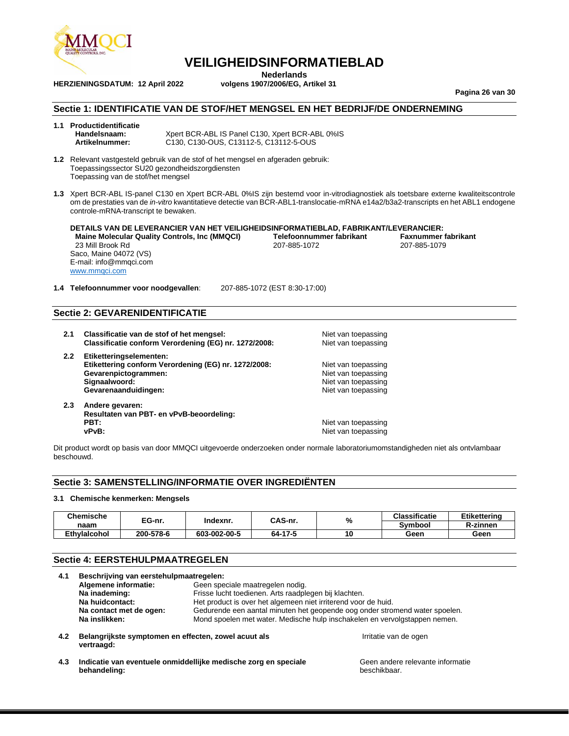# VEILIGHEIDSINFORMATIEBLAD

**Nederlands**

**HERZIENINGSDATUM: 12 April 2022** **volgens 1907/2006/EG, Artikel 31**

## Sectie 1: IDENTIFICATIE VAN DE STOF/HET MENGSEL EN HET BEDRIJF/DE ONDERNEMING

**1.1 Productidentificatie**

**Handelsnaam:** Xpert BCR-ABL IS Panel C130, Xpert BCR-ABL 0%IS
**Artikelnummer:** C130, C130-OUS, C13112-5, C13112-5-OUS

**1.2** Relevant vastgesteld gebruik van de stof of het mengsel en afgeraden gebruik:
Toepassingssector SU20 gezondheidszorgdiensten
Toepassing van de stof/het mengsel

**1.3** Xpert BCR-ABL IS-panel C130 en Xpert BCR-ABL 0%IS zijn bestemd voor in-vitrodiagnostiek als toetsbare externe kwaliteitscontrole om de prestaties van de *in-vitro* kwantitatieve detectie van BCR-ABL1-translocatie-mRNA e14a2/b3a2-transcripts en het ABL1 endogene controle-mRNA-transcript te bewaken.

**DETAILS VAN DE LEVERANCIER VAN HET VEILIGHEIDSINFORMATIEBLAD, FABRIKANT/LEVERANCIER:**

**Maine Molecular Quality Controls, Inc (MMQCI)**
23 Mill Brook Rd
Saco, Maine 04072 (VS)
E-mail: info@mmqci.com
www.mmqci.com

**Telefoonnummer fabrikant** 207-885-1072

**Faxnummer fabrikant** 207-885-1079

**1.4 Telefoonnummer voor noodgevallen**: 207-885-1072 (EST 8:30-17:00)

## Sectie 2: GEVARENIDENTIFICATIE

**2.1 Classificatie van de stof of het mengsel:** Niet van toepassing
**Classificatie conform Verordening (EG) nr. 1272/2008:** Niet van toepassing

**2.2 Etiketteringselementen:**
**Etikettering conform Verordening (EG) nr. 1272/2008:** Niet van toepassing
**Gevarenpictogrammen:** Niet van toepassing
**Signaalwoord:** Niet van toepassing
**Gevarenaanduidingen:** Niet van toepassing

**2.3 Andere gevaren:**
**Resultaten van PBT- en vPvB-beoordeling:**
**PBT:** Niet van toepassing
**vPvB:** Niet van toepassing

Dit product wordt op basis van door MMQCI uitgevoerde onderzoeken onder normale laboratoriumomstandigheden niet als ontvlambaar beschouwd.

## Sectie 3: SAMENSTELLING/INFORMATIE OVER INGREDIËNTEN

**3.1 Chemische kenmerken: Mengsels**

| Chemische naam | EG-nr. | Indexnr. | CAS-nr. | % | Classificatie Symbool | Etikettering R-zinnen |
|---|---|---|---|---|---|---|
| Ethylalcohol | 200-578-6 | 603-002-00-5 | 64-17-5 | 10 | Geen | Geen |

## Sectie 4: EERSTEHULPMAATREGELEN

**4.1 Beschrijving van eerstehulpmaatregelen:**
**Algemene informatie:** Geen speciale maatregelen nodig.
**Na inademing:** Frisse lucht toedienen. Arts raadplegen bij klachten.
**Na huidcontact:** Het product is over het algemeen niet irriterend voor de huid.
**Na contact met de ogen:** Gedurende een aantal minuten het geopende oog onder stromend water spoelen.
**Na inslikken:** Mond spoelen met water. Medische hulp inschakelen en vervolgstappen nemen.

**4.2 Belangrijkste symptomen en effecten, zowel acuut als vertraagd:** Irritatie van de ogen

**4.3 Indicatie van eventuele onmiddellijke medische zorg en speciale behandeling:** Geen andere relevante informatie beschikbaar.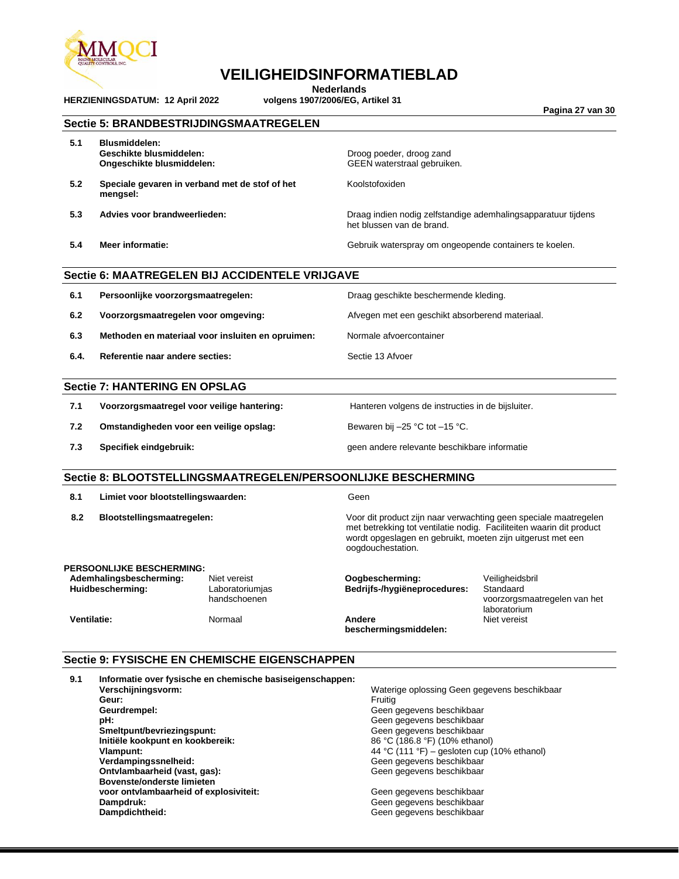# VEILIGHEIDSINFORMATIEBLAD

**Nederlands**

**HERZIENINGSDATUM: 12 April 2022** **volgens 1907/2006/EG, Artikel 31**

## Sectie 5: BRANDBESTRIJDINGSMAATREGELEN

| | | |
|---|---|---|
| **5.1** | **Blusmiddelen:** | |
| | **Geschikte blusmiddelen:** | Droog poeder, droog zand |
| | **Ongeschikte blusmiddelen:** | GEEN waterstraal gebruiken. |
| **5.2** | **Speciale gevaren in verband met de stof of het mengsel:** | Koolstofoxiden |
| **5.3** | **Advies voor brandweerlieden:** | Draag indien nodig zelfstandige ademhalingsapparatuur tijdens het blussen van de brand. |
| **5.4** | **Meer informatie:** | Gebruik waterspray om ongeopende containers te koelen. |

## Sectie 6: MAATREGELEN BIJ ACCIDENTELE VRIJGAVE

| | | |
|---|---|---|
| **6.1** | **Persoonlijke voorzorgsmaatregelen:** | Draag geschikte beschermende kleding. |
| **6.2** | **Voorzorgsmaatregelen voor omgeving:** | Afvegen met een geschikt absorberend materiaal. |
| **6.3** | **Methoden en materiaal voor insluiten en opruimen:** | Normale afvoercontainer |
| **6.4.** | **Referentie naar andere secties:** | Sectie 13 Afvoer |

## Sectie 7: HANTERING EN OPSLAG

| | | |
|---|---|---|
| **7.1** | **Voorzorgsmaatregel voor veilige hantering:** | Hanteren volgens de instructies in de bijsluiter. |
| **7.2** | **Omstandigheden voor een veilige opslag:** | Bewaren bij –25 °C tot –15 °C. |
| **7.3** | **Specifiek eindgebruik:** | geen andere relevante beschikbare informatie |

## Sectie 8: BLOOTSTELLINGSMAATREGELEN/PERSOONLIJKE BESCHERMING

| | | |
|---|---|---|
| **8.1** | **Limiet voor blootstellingswaarden:** | Geen |
| **8.2** | **Blootstellingsmaatregelen:** | Voor dit product zijn naar verwachting geen speciale maatregelen met betrekking tot ventilatie nodig. Faciliteiten waarin dit product wordt opgeslagen en gebruikt, moeten zijn uitgerust met een oogdouchestation. |

**PERSOONLIJKE BESCHERMING:**

| | | | |
|---|---|---|---|
| **Ademhalingsbescherming:** | Niet vereist | **Oogbescherming:** | Veiligheidsbril |
| **Huidbescherming:** | Laboratoriumjas handschoenen | **Bedrijfs-/hygiëneprocedures:** | Standaard voorzorgsmaatregelen van het laboratorium |
| **Ventilatie:** | Normaal | **Andere beschermingsmiddelen:** | Niet vereist |

## Sectie 9: FYSISCHE EN CHEMISCHE EIGENSCHAPPEN

**9.1 Informatie over fysische en chemische basiseigenschappen:**

| | |
|---|---|
| **Verschijningsvorm:** | Waterige oplossing Geen gegevens beschikbaar |
| **Geur:** | Fruitig |
| **Geurdrempel:** | Geen gegevens beschikbaar |
| **pH:** | Geen gegevens beschikbaar |
| **Smeltpunt/bevriezingspunt:** | Geen gegevens beschikbaar |
| **Initiële kookpunt en kookbereik:** | 86 °C (186.8 °F) (10% ethanol) |
| **Vlampunt:** | 44 °C (111 °F) – gesloten cup (10% ethanol) |
| **Verdampingssnelheid:** | Geen gegevens beschikbaar |
| **Ontvlambaarheid (vast, gas):** | Geen gegevens beschikbaar |
| **Bovenste/onderste limieten voor ontvlambaarheid of explosiviteit:** | Geen gegevens beschikbaar |
| **Dampdruk:** | Geen gegevens beschikbaar |
| **Dampdichtheid:** | Geen gegevens beschikbaar |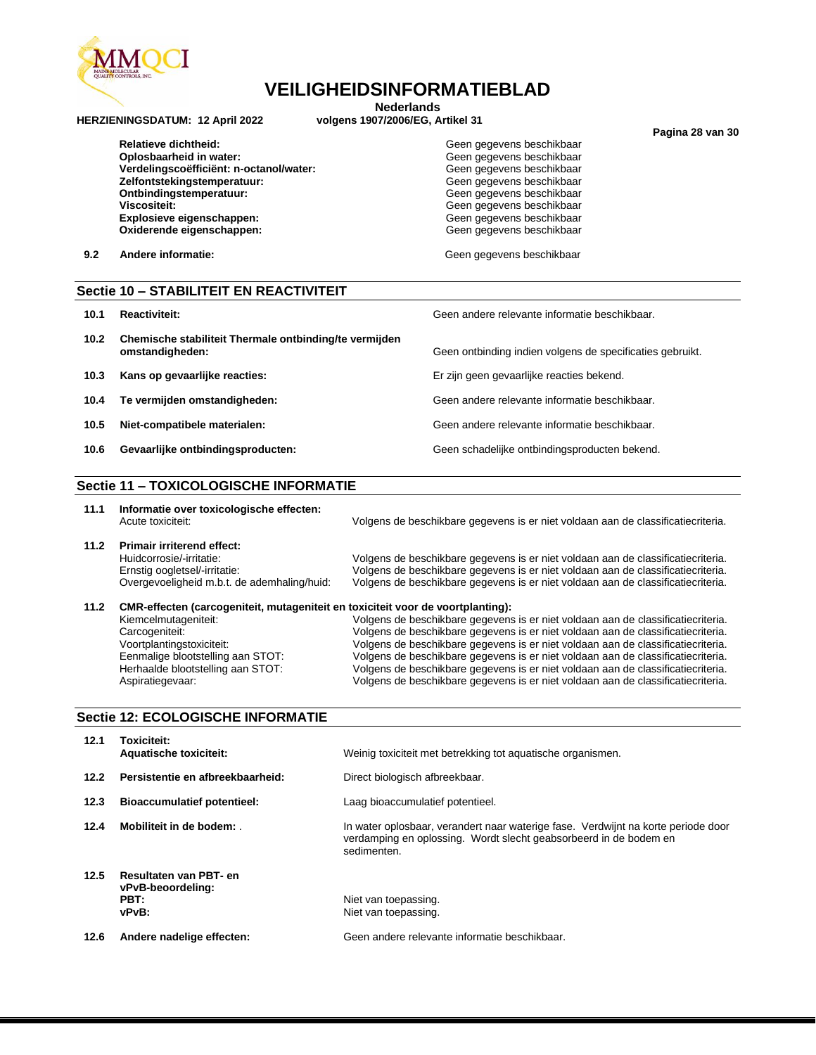| | |
|---|---|
| **Relatieve dichtheid:** | Geen gegevens beschikbaar |
| **Oplosbaarheid in water:** | Geen gegevens beschikbaar |
| **Verdelingscoëfficiënt: n-octanol/water:** | Geen gegevens beschikbaar |
| **Zelfontstekingstemperatuur:** | Geen gegevens beschikbaar |
| **Ontbindingstemperatuur:** | Geen gegevens beschikbaar |
| **Viscositeit:** | Geen gegevens beschikbaar |
| **Explosieve eigenschappen:** | Geen gegevens beschikbaar |
| **Oxiderende eigenschappen:** | Geen gegevens beschikbaar |

**9.2 Andere informatie:** Geen gegevens beschikbaar

## Sectie 10 – STABILITEIT EN REACTIVITEIT

| | | |
|---|---|---|
| 10.1 | **Reactiviteit:** | Geen andere relevante informatie beschikbaar. |
| 10.2 | **Chemische stabiliteit Thermale ontbinding/te vermijden omstandigheden:** | Geen ontbinding indien volgens de specificaties gebruikt. |
| 10.3 | **Kans op gevaarlijke reacties:** | Er zijn geen gevaarlijke reacties bekend. |
| 10.4 | **Te vermijden omstandigheden:** | Geen andere relevante informatie beschikbaar. |
| 10.5 | **Niet-compatibele materialen:** | Geen andere relevante informatie beschikbaar. |
| 10.6 | **Gevaarlijke ontbindingsproducten:** | Geen schadelijke ontbindingsproducten bekend. |

## Sectie 11 – TOXICOLOGISCHE INFORMATIE

**11.1 Informatie over toxicologische effecten:**

| | |
|---|---|
| Acute toxiciteit: | Volgens de beschikbare gegevens is er niet voldaan aan de classificatiecriteria. |

**11.2 Primair irriterend effect:**

| | |
|---|---|
| Huidcorrosie/-irritatie: | Volgens de beschikbare gegevens is er niet voldaan aan de classificatiecriteria. |
| Ernstig oogletsel/-irritatie: | Volgens de beschikbare gegevens is er niet voldaan aan de classificatiecriteria. |
| Overgevoeligheid m.b.t. de ademhaling/huid: | Volgens de beschikbare gegevens is er niet voldaan aan de classificatiecriteria. |

**11.2 CMR-effecten (carcogeniteit, mutageniteit en toxiciteit voor de voortplanting):**

| | |
|---|---|
| Kiemcelmutageniteit: | Volgens de beschikbare gegevens is er niet voldaan aan de classificatiecriteria. |
| Carcogeniteit: | Volgens de beschikbare gegevens is er niet voldaan aan de classificatiecriteria. |
| Voortplantingstoxiciteit: | Volgens de beschikbare gegevens is er niet voldaan aan de classificatiecriteria. |
| Eenmalige blootstelling aan STOT: | Volgens de beschikbare gegevens is er niet voldaan aan de classificatiecriteria. |
| Herhaalde blootstelling aan STOT: | Volgens de beschikbare gegevens is er niet voldaan aan de classificatiecriteria. |
| Aspiratiegevaar: | Volgens de beschikbare gegevens is er niet voldaan aan de classificatiecriteria. |

## Sectie 12: ECOLOGISCHE INFORMATIE

| | | |
|---|---|---|
| 12.1 | **Toxiciteit:** **Aquatische toxiciteit:** | Weinig toxiciteit met betrekking tot aquatische organismen. |
| 12.2 | **Persistentie en afbreekbaarheid:** | Direct biologisch afbreekbaar. |
| 12.3 | **Bioaccumulatief potentieel:** | Laag bioaccumulatief potentieel. |
| 12.4 | **Mobiliteit in de bodem:** . | In water oplosbaar, verandert naar waterige fase. Verdwijnt na korte periode door verdamping en oplossing. Wordt slecht geabsorbeerd in de bodem en sedimenten. |
| 12.5 | **Resultaten van PBT- en vPvB-beoordeling:** | |
| | **PBT:** | Niet van toepassing. |
| | **vPvB:** | Niet van toepassing. |
| 12.6 | **Andere nadelige effecten:** | Geen andere relevante informatie beschikbaar. |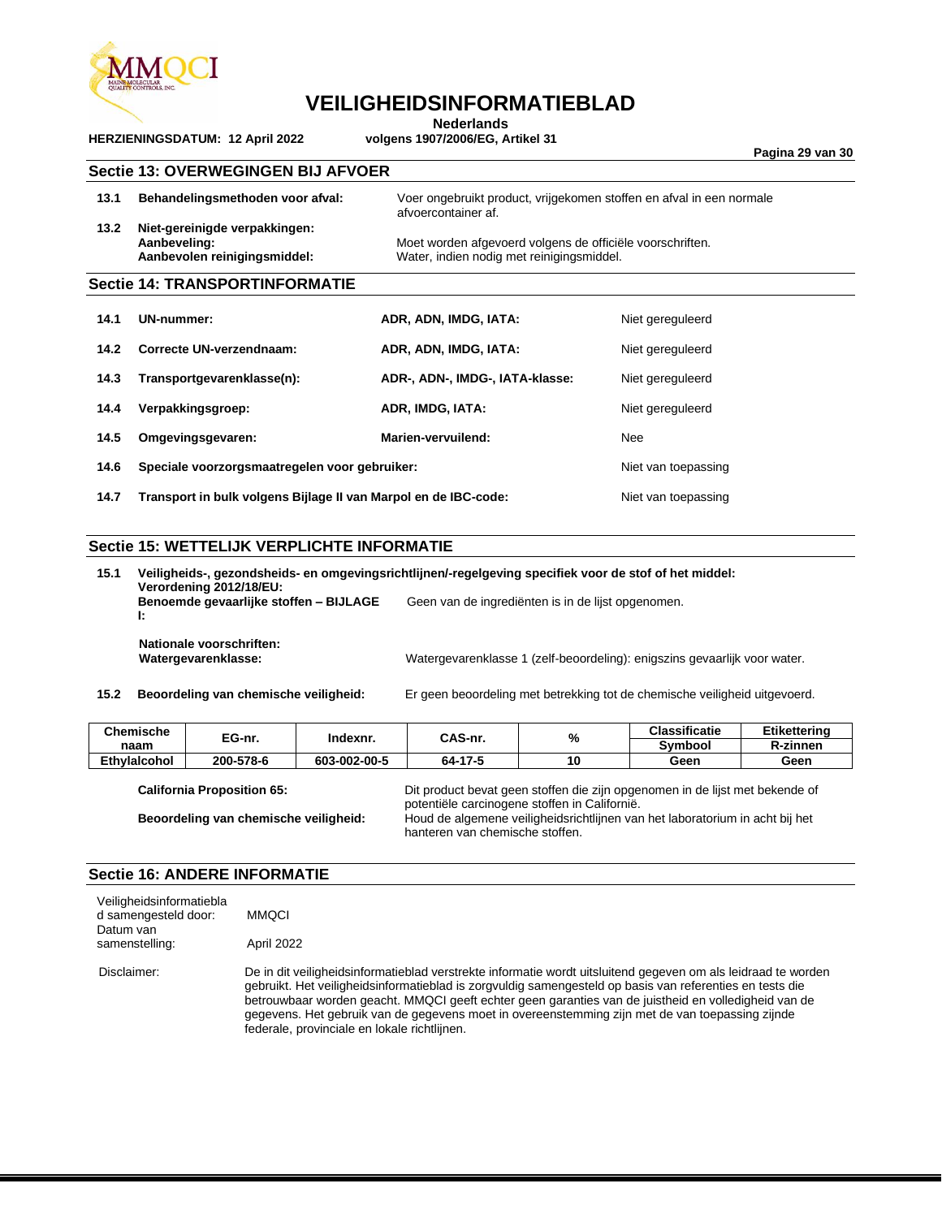# VEILIGHEIDSINFORMATIEBLAD

**Nederlands**

**HERZIENINGSDATUM: 12 April 2022** — **volgens 1907/2006/EG, Artikel 31**

## Sectie 13: OVERWEGINGEN BIJ AFVOER

| | | |
|---|---|---|
| **13.1** | **Behandelingsmethoden voor afval:** | Voer ongebruikt product, vrijgekomen stoffen en afval in een normale afvoercontainer af. |
| **13.2** | **Niet-gereinigde verpakkingen:** | |
| | **Aanbeveling:** | Moet worden afgevoerd volgens de officiële voorschriften. |
| | **Aanbevolen reinigingsmiddel:** | Water, indien nodig met reinigingsmiddel. |

## Sectie 14: TRANSPORTINFORMATIE

| | | | |
|---|---|---|---|
| **14.1** | **UN-nummer:** | **ADR, ADN, IMDG, IATA:** | Niet gereguleerd |
| **14.2** | **Correcte UN-verzendnaam:** | **ADR, ADN, IMDG, IATA:** | Niet gereguleerd |
| **14.3** | **Transportgevarenklasse(n):** | **ADR-, ADN-, IMDG-, IATA-klasse:** | Niet gereguleerd |
| **14.4** | **Verpakkingsgroep:** | **ADR, IMDG, IATA:** | Niet gereguleerd |
| **14.5** | **Omgevingsgevaren:** | **Marien-vervuilend:** | Nee |
| **14.6** | **Speciale voorzorgsmaatregelen voor gebruiker:** | | Niet van toepassing |
| **14.7** | **Transport in bulk volgens Bijlage II van Marpol en de IBC-code:** | | Niet van toepassing |

## Sectie 15: WETTELIJK VERPLICHTE INFORMATIE

**15.1 Veiligheids-, gezondsheids- en omgevingsrichtlijnen/-regelgeving specifiek voor de stof of het middel:**

**Verordening 2012/18/EU:**

**Benoemde gevaarlijke stoffen – BIJLAGE I:** Geen van de ingrediënten is in de lijst opgenomen.

**Nationale voorschriften:**

**Watergevarenklasse:** Watergevarenklasse 1 (zelf-beoordeling): enigszins gevaarlijk voor water.

**15.2 Beoordeling van chemische veiligheid:** Er geen beoordeling met betrekking tot de chemische veiligheid uitgevoerd.

| Chemische naam | EG-nr. | Indexnr. | CAS-nr. | % | Classificatie | Etikettering |
|---|---|---|---|---|---|---|
| | | | | | Symbool | R-zinnen |
| Ethylalcohol | 200-578-6 | 603-002-00-5 | 64-17-5 | 10 | Geen | Geen |

**California Proposition 65:** Dit product bevat geen stoffen die zijn opgenomen in de lijst met bekende of potentiële carcinogene stoffen in Californië.

**Beoordeling van chemische veiligheid:** Houd de algemene veiligheidsrichtlijnen van het laboratorium in acht bij het hanteren van chemische stoffen.

## Sectie 16: ANDERE INFORMATIE

Veiligheidsinformatieblad samengesteld door: MMQCI

Datum van samenstelling: April 2022

Disclaimer: De in dit veiligheidsinformatieblad verstrekte informatie wordt uitsluitend gegeven om als leidraad te worden gebruikt. Het veiligheidsinformatieblad is zorgvuldig samengesteld op basis van referenties en tests die betrouwbaar worden geacht. MMQCI geeft echter geen garanties van de juistheid en volledigheid van de gegevens. Het gebruik van de gegevens moet in overeenstemming zijn met de van toepassing zijnde federale, provinciale en lokale richtlijnen.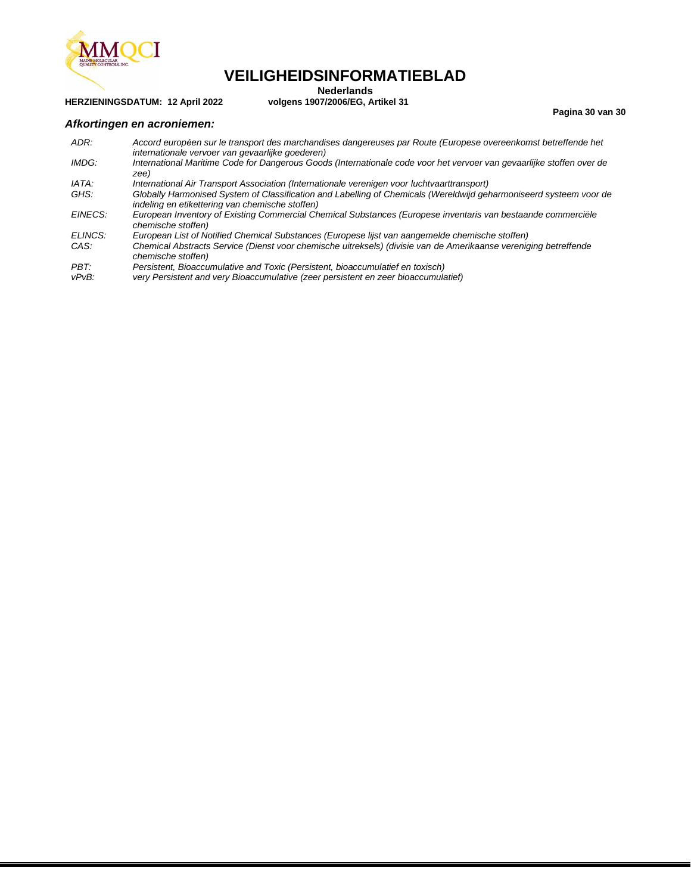## *Afkortingen en acroniemen:*

| | |
|---|---|
| *ADR:* | *Accord européen sur le transport des marchandises dangereuses par Route (Europese overeenkomst betreffende het internationale vervoer van gevaarlijke goederen)* |
| *IMDG:* | *International Maritime Code for Dangerous Goods (Internationale code voor het vervoer van gevaarlijke stoffen over de zee)* |
| *IATA:* | *International Air Transport Association (Internationale verenigen voor luchtvaarttransport)* |
| *GHS:* | *Globally Harmonised System of Classification and Labelling of Chemicals (Wereldwijd geharmoniseerd systeem voor de indeling en etikettering van chemische stoffen)* |
| *EINECS:* | *European Inventory of Existing Commercial Chemical Substances (Europese inventaris van bestaande commerciële chemische stoffen)* |
| *ELINCS:* | *European List of Notified Chemical Substances (Europese lijst van aangemelde chemische stoffen)* |
| *CAS:* | *Chemical Abstracts Service (Dienst voor chemische uitreksels) (divisie van de Amerikaanse vereniging betreffende chemische stoffen)* |
| *PBT:* | *Persistent, Bioaccumulative and Toxic (Persistent, bioaccumulatief en toxisch)* |
| *vPvB:* | *very Persistent and very Bioaccumulative (zeer persistent en zeer bioaccumulatief)* |